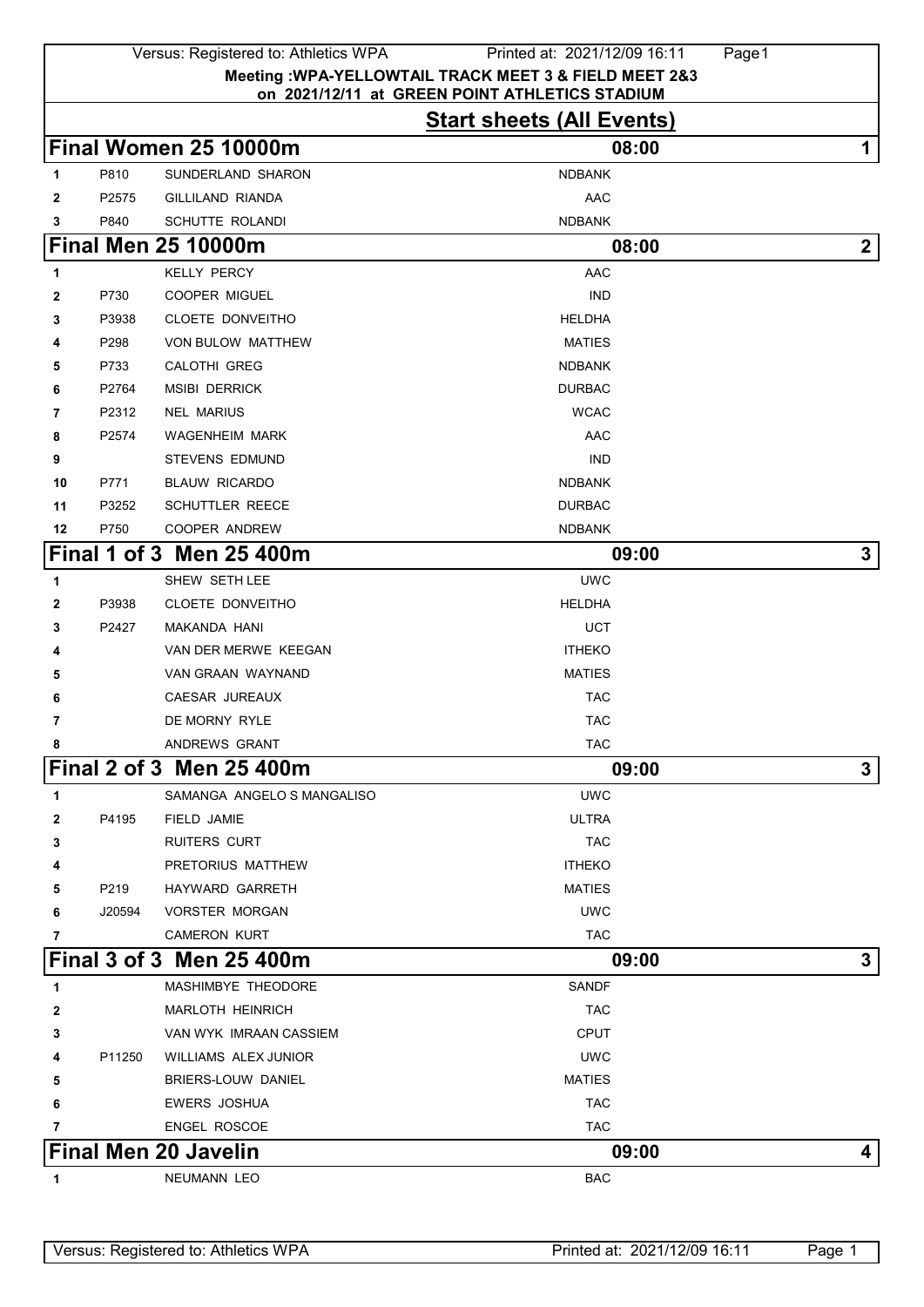Meeting :WPA-YELLOWTAIL TRACK MEET 3 & FIELD MEET 2&3
on 2021/12/11 at GREEN POINT ATHLETICS STADIUM

## Start sheets (All Events)

### Final Women 25 10000m — 08:00 — 1

| # | Licence | Name | Club |
|---|---|---|---|
| 1 | P810 | SUNDERLAND SHARON | NDBANK |
| 2 | P2575 | GILLILAND RIANDA | AAC |
| 3 | P840 | SCHUTTE ROLANDI | NDBANK |

### Final Men 25 10000m — 08:00 — 2

| # | Licence | Name | Club |
|---|---|---|---|
| 1 | | KELLY PERCY | AAC |
| 2 | P730 | COOPER MIGUEL | IND |
| 3 | P3938 | CLOETE DONVEITHO | HELDHA |
| 4 | P298 | VON BULOW MATTHEW | MATIES |
| 5 | P733 | CALOTHI GREG | NDBANK |
| 6 | P2764 | MSIBI DERRICK | DURBAC |
| 7 | P2312 | NEL MARIUS | WCAC |
| 8 | P2574 | WAGENHEIM MARK | AAC |
| 9 | | STEVENS EDMUND | IND |
| 10 | P771 | BLAUW RICARDO | NDBANK |
| 11 | P3252 | SCHUTTLER REECE | DURBAC |
| 12 | P750 | COOPER ANDREW | NDBANK |

### Final 1 of 3 Men 25 400m — 09:00 — 3

| # | Licence | Name | Club |
|---|---|---|---|
| 1 | | SHEW SETH LEE | UWC |
| 2 | P3938 | CLOETE DONVEITHO | HELDHA |
| 3 | P2427 | MAKANDA HANI | UCT |
| 4 | | VAN DER MERWE KEEGAN | ITHEKO |
| 5 | | VAN GRAAN WAYNAND | MATIES |
| 6 | | CAESAR JUREAUX | TAC |
| 7 | | DE MORNY RYLE | TAC |
| 8 | | ANDREWS GRANT | TAC |

### Final 2 of 3 Men 25 400m — 09:00 — 3

| # | Licence | Name | Club |
|---|---|---|---|
| 1 | | SAMANGA ANGELO S MANGALISO | UWC |
| 2 | P4195 | FIELD JAMIE | ULTRA |
| 3 | | RUITERS CURT | TAC |
| 4 | | PRETORIUS MATTHEW | ITHEKO |
| 5 | P219 | HAYWARD GARRETH | MATIES |
| 6 | J20594 | VORSTER MORGAN | UWC |
| 7 | | CAMERON KURT | TAC |

### Final 3 of 3 Men 25 400m — 09:00 — 3

| # | Licence | Name | Club |
|---|---|---|---|
| 1 | | MASHIMBYE THEODORE | SANDF |
| 2 | | MARLOTH HEINRICH | TAC |
| 3 | | VAN WYK IMRAAN CASSIEM | CPUT |
| 4 | P11250 | WILLIAMS ALEX JUNIOR | UWC |
| 5 | | BRIERS-LOUW DANIEL | MATIES |
| 6 | | EWERS JOSHUA | TAC |
| 7 | | ENGEL ROSCOE | TAC |

### Final Men 20 Javelin — 09:00 — 4

| # | Licence | Name | Club |
|---|---|---|---|
| 1 | | NEUMANN LEO | BAC |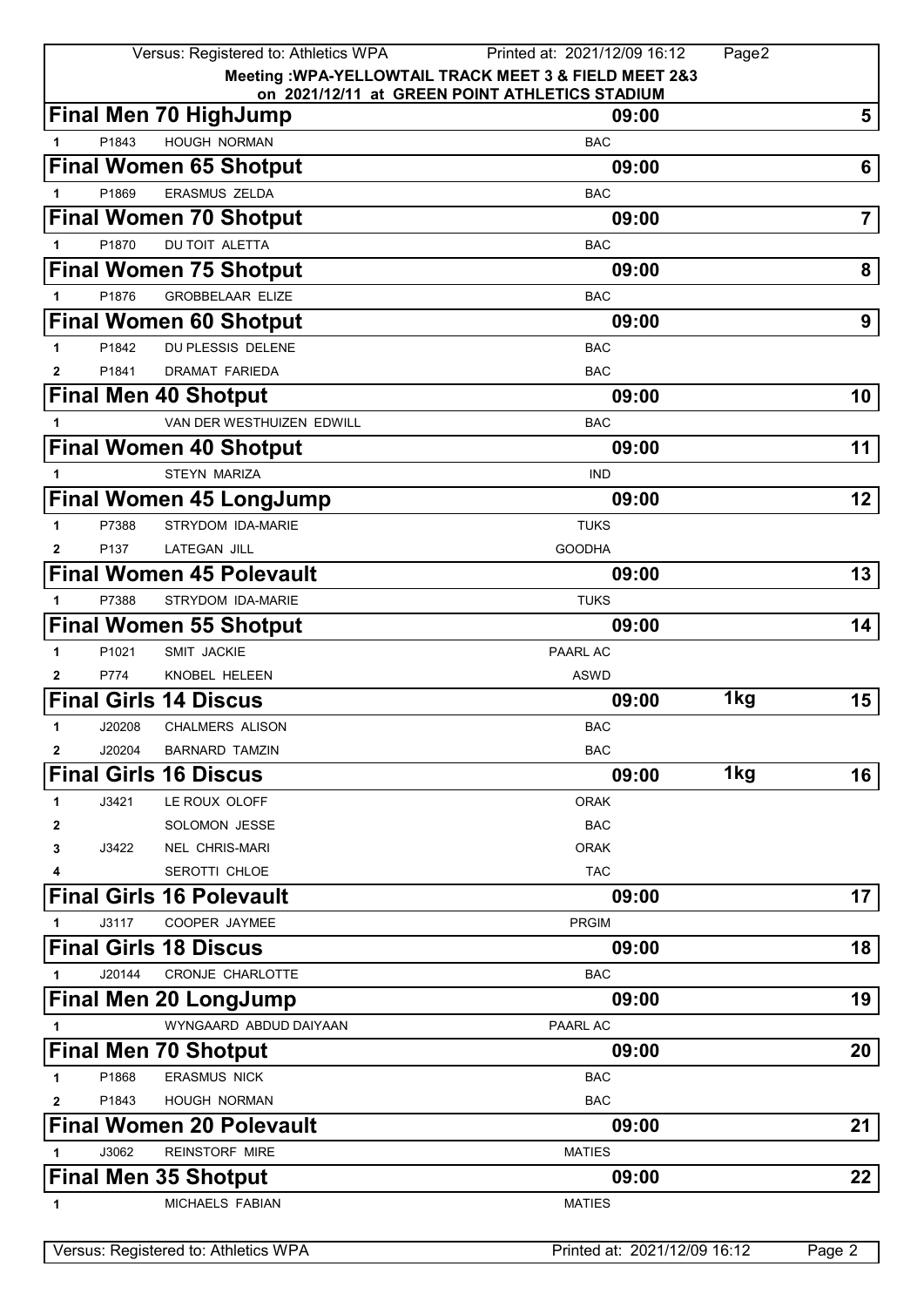Meeting :WPA-YELLOWTAIL TRACK MEET 3 & FIELD MEET 2&3
on 2021/12/11 at GREEN POINT ATHLETICS STADIUM

### Final Men 70 HighJump — 09:00 — 5

| | | | |
|---|---|---|---|
| 1 | P1843 | HOUGH NORMAN | BAC |

### Final Women 65 Shotput — 09:00 — 6

| | | | |
|---|---|---|---|
| 1 | P1869 | ERASMUS ZELDA | BAC |

### Final Women 70 Shotput — 09:00 — 7

| | | | |
|---|---|---|---|
| 1 | P1870 | DU TOIT ALETTA | BAC |

### Final Women 75 Shotput — 09:00 — 8

| | | | |
|---|---|---|---|
| 1 | P1876 | GROBBELAAR ELIZE | BAC |

### Final Women 60 Shotput — 09:00 — 9

| | | | |
|---|---|---|---|
| 1 | P1842 | DU PLESSIS DELENE | BAC |
| 2 | P1841 | DRAMAT FARIEDA | BAC |

### Final Men 40 Shotput — 09:00 — 10

| | | | |
|---|---|---|---|
| 1 | | VAN DER WESTHUIZEN EDWILL | BAC |

### Final Women 40 Shotput — 09:00 — 11

| | | | |
|---|---|---|---|
| 1 | | STEYN MARIZA | IND |

### Final Women 45 LongJump — 09:00 — 12

| | | | |
|---|---|---|---|
| 1 | P7388 | STRYDOM IDA-MARIE | TUKS |
| 2 | P137 | LATEGAN JILL | GOODHA |

### Final Women 45 Polevault — 09:00 — 13

| | | | |
|---|---|---|---|
| 1 | P7388 | STRYDOM IDA-MARIE | TUKS |

### Final Women 55 Shotput — 09:00 — 14

| | | | |
|---|---|---|---|
| 1 | P1021 | SMIT JACKIE | PAARL AC |
| 2 | P774 | KNOBEL HELEEN | ASWD |

### Final Girls 14 Discus — 09:00 — 1kg — 15

| | | | |
|---|---|---|---|
| 1 | J20208 | CHALMERS ALISON | BAC |
| 2 | J20204 | BARNARD TAMZIN | BAC |

### Final Girls 16 Discus — 09:00 — 1kg — 16

| | | | |
|---|---|---|---|
| 1 | J3421 | LE ROUX OLOFF | ORAK |
| 2 | | SOLOMON JESSE | BAC |
| 3 | J3422 | NEL CHRIS-MARI | ORAK |
| 4 | | SEROTTI CHLOE | TAC |

### Final Girls 16 Polevault — 09:00 — 17

| | | | |
|---|---|---|---|
| 1 | J3117 | COOPER JAYMEE | PRGIM |

### Final Girls 18 Discus — 09:00 — 18

| | | | |
|---|---|---|---|
| 1 | J20144 | CRONJE CHARLOTTE | BAC |

### Final Men 20 LongJump — 09:00 — 19

| | | | |
|---|---|---|---|
| 1 | | WYNGAARD ABDUD DAIYAAN | PAARL AC |

### Final Men 70 Shotput — 09:00 — 20

| | | | |
|---|---|---|---|
| 1 | P1868 | ERASMUS NICK | BAC |
| 2 | P1843 | HOUGH NORMAN | BAC |

### Final Women 20 Polevault — 09:00 — 21

| | | | |
|---|---|---|---|
| 1 | J3062 | REINSTORF MIRE | MATIES |

### Final Men 35 Shotput — 09:00 — 22

| | | | |
|---|---|---|---|
| 1 | | MICHAELS FABIAN | MATIES |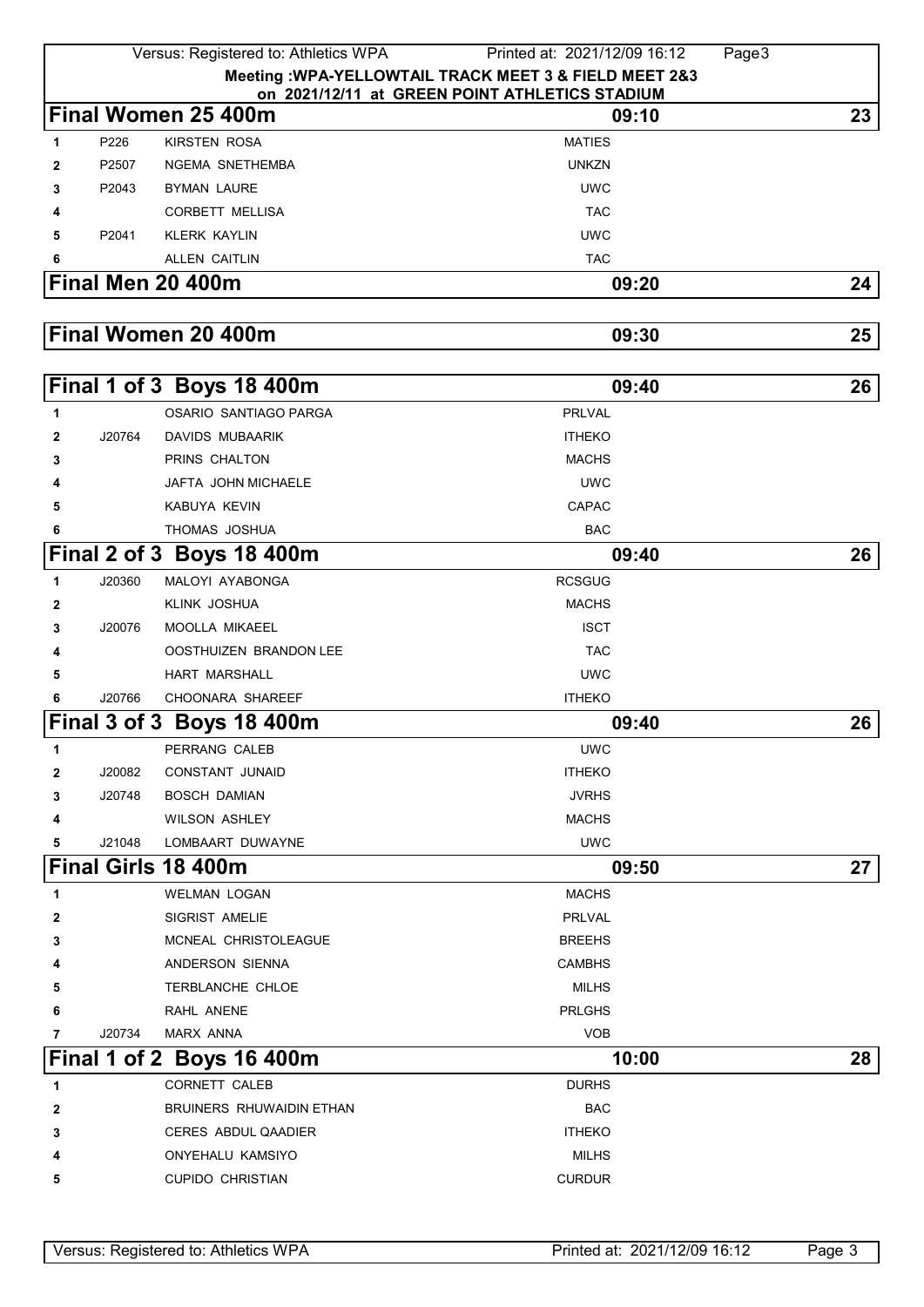Meeting :WPA-YELLOWTAIL TRACK MEET 3 & FIELD MEET 2&3
on 2021/12/11 at GREEN POINT ATHLETICS STADIUM

## Final Women 25 400m — 09:10 — 23

| | | | |
|---|---|---|---|
| 1 | P226 | KIRSTEN ROSA | MATIES |
| 2 | P2507 | NGEMA SNETHEMBA | UNKZN |
| 3 | P2043 | BYMAN LAURE | UWC |
| 4 | | CORBETT MELLISA | TAC |
| 5 | P2041 | KLERK KAYLIN | UWC |
| 6 | | ALLEN CAITLIN | TAC |

## Final Men 20 400m — 09:20 — 24

## Final Women 20 400m — 09:30 — 25

## Final 1 of 3 Boys 18 400m — 09:40 — 26

| | | | |
|---|---|---|---|
| 1 | | OSARIO SANTIAGO PARGA | PRLVAL |
| 2 | J20764 | DAVIDS MUBAARIK | ITHEKO |
| 3 | | PRINS CHALTON | MACHS |
| 4 | | JAFTA JOHN MICHAELE | UWC |
| 5 | | KABUYA KEVIN | CAPAC |
| 6 | | THOMAS JOSHUA | BAC |

## Final 2 of 3 Boys 18 400m — 09:40 — 26

| | | | |
|---|---|---|---|
| 1 | J20360 | MALOYI AYABONGA | RCSGUG |
| 2 | | KLINK JOSHUA | MACHS |
| 3 | J20076 | MOOLLA MIKAEEL | ISCT |
| 4 | | OOSTHUIZEN BRANDON LEE | TAC |
| 5 | | HART MARSHALL | UWC |
| 6 | J20766 | CHOONARA SHAREEF | ITHEKO |

## Final 3 of 3 Boys 18 400m — 09:40 — 26

| | | | |
|---|---|---|---|
| 1 | | PERRANG CALEB | UWC |
| 2 | J20082 | CONSTANT JUNAID | ITHEKO |
| 3 | J20748 | BOSCH DAMIAN | JVRHS |
| 4 | | WILSON ASHLEY | MACHS |
| 5 | J21048 | LOMBAART DUWAYNE | UWC |

## Final Girls 18 400m — 09:50 — 27

| | | | |
|---|---|---|---|
| 1 | | WELMAN LOGAN | MACHS |
| 2 | | SIGRIST AMELIE | PRLVAL |
| 3 | | MCNEAL CHRISTOLEAGUE | BREEHS |
| 4 | | ANDERSON SIENNA | CAMBHS |
| 5 | | TERBLANCHE CHLOE | MILHS |
| 6 | | RAHL ANENE | PRLGHS |
| 7 | J20734 | MARX ANNA | VOB |

## Final 1 of 2 Boys 16 400m — 10:00 — 28

| | | | |
|---|---|---|---|
| 1 | | CORNETT CALEB | DURHS |
| 2 | | BRUINERS RHUWAIDIN ETHAN | BAC |
| 3 | | CERES ABDUL QAADIER | ITHEKO |
| 4 | | ONYEHALU KAMSIYO | MILHS |
| 5 | | CUPIDO CHRISTIAN | CURDUR |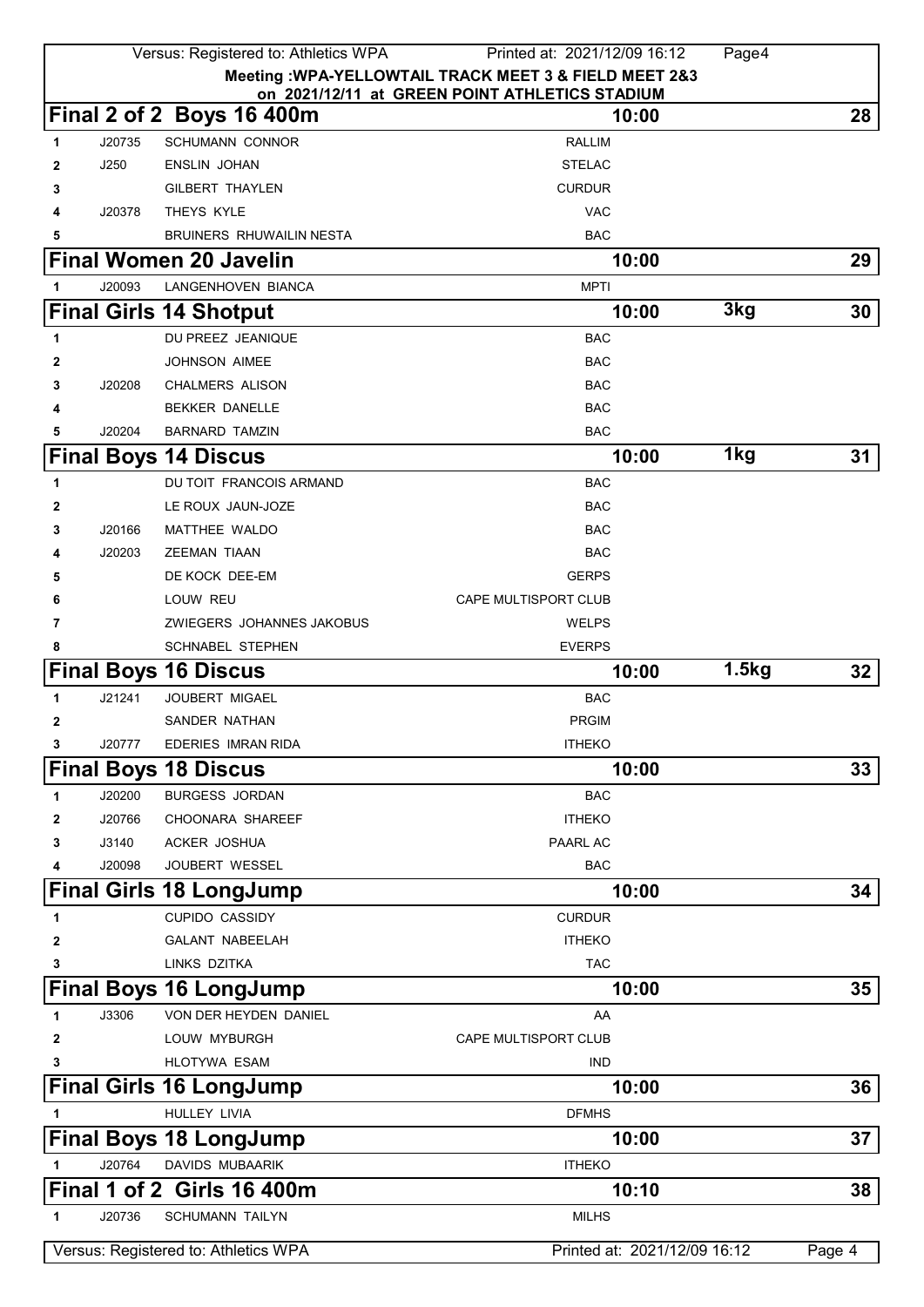**Meeting :WPA-YELLOWTAIL TRACK MEET 3 & FIELD MEET 2&3**
**on 2021/12/11 at GREEN POINT ATHLETICS STADIUM**

## Final 2 of 2 Boys 16 400m — 10:00 — 28

| | | | |
|---|---|---|---|
| 1 | J20735 | SCHUMANN CONNOR | RALLIM |
| 2 | J250 | ENSLIN JOHAN | STELAC |
| 3 | | GILBERT THAYLEN | CURDUR |
| 4 | J20378 | THEYS KYLE | VAC |
| 5 | | BRUINERS RHUWAILIN NESTA | BAC |

## Final Women 20 Javelin — 10:00 — 29

| | | | |
|---|---|---|---|
| 1 | J20093 | LANGENHOVEN BIANCA | MPTI |

## Final Girls 14 Shotput — 10:00 — 3kg — 30

| | | | |
|---|---|---|---|
| 1 | | DU PREEZ JEANIQUE | BAC |
| 2 | | JOHNSON AIMEE | BAC |
| 3 | J20208 | CHALMERS ALISON | BAC |
| 4 | | BEKKER DANELLE | BAC |
| 5 | J20204 | BARNARD TAMZIN | BAC |

## Final Boys 14 Discus — 10:00 — 1kg — 31

| | | | |
|---|---|---|---|
| 1 | | DU TOIT FRANCOIS ARMAND | BAC |
| 2 | | LE ROUX JAUN-JOZE | BAC |
| 3 | J20166 | MATTHEE WALDO | BAC |
| 4 | J20203 | ZEEMAN TIAAN | BAC |
| 5 | | DE KOCK DEE-EM | GERPS |
| 6 | | LOUW REU | CAPE MULTISPORT CLUB |
| 7 | | ZWIEGERS JOHANNES JAKOBUS | WELPS |
| 8 | | SCHNABEL STEPHEN | EVERPS |

## Final Boys 16 Discus — 10:00 — 1.5kg — 32

| | | | |
|---|---|---|---|
| 1 | J21241 | JOUBERT MIGAEL | BAC |
| 2 | | SANDER NATHAN | PRGIM |
| 3 | J20777 | EDERIES IMRAN RIDA | ITHEKO |

## Final Boys 18 Discus — 10:00 — 33

| | | | |
|---|---|---|---|
| 1 | J20200 | BURGESS JORDAN | BAC |
| 2 | J20766 | CHOONARA SHAREEF | ITHEKO |
| 3 | J3140 | ACKER JOSHUA | PAARL AC |
| 4 | J20098 | JOUBERT WESSEL | BAC |

## Final Girls 18 LongJump — 10:00 — 34

| | | | |
|---|---|---|---|
| 1 | | CUPIDO CASSIDY | CURDUR |
| 2 | | GALANT NABEELAH | ITHEKO |
| 3 | | LINKS DZITKA | TAC |

## Final Boys 16 LongJump — 10:00 — 35

| | | | |
|---|---|---|---|
| 1 | J3306 | VON DER HEYDEN DANIEL | AA |
| 2 | | LOUW MYBURGH | CAPE MULTISPORT CLUB |
| 3 | | HLOTYWA ESAM | IND |

## Final Girls 16 LongJump — 10:00 — 36

| | | | |
|---|---|---|---|
| 1 | | HULLEY LIVIA | DFMHS |

## Final Boys 18 LongJump — 10:00 — 37

| | | | |
|---|---|---|---|
| 1 | J20764 | DAVIDS MUBAARIK | ITHEKO |

## Final 1 of 2 Girls 16 400m — 10:10 — 38

| | | | |
|---|---|---|---|
| 1 | J20736 | SCHUMANN TAILYN | MILHS |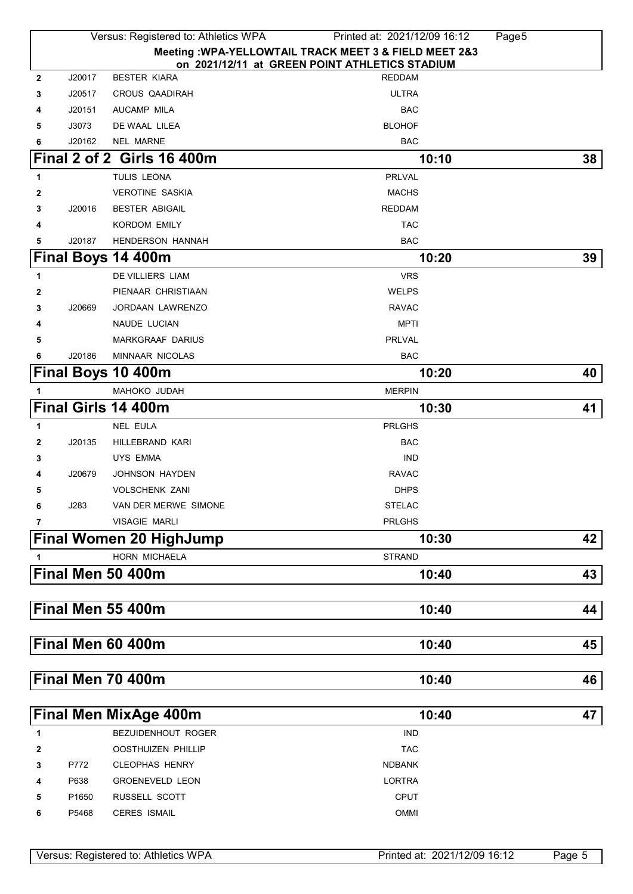**Meeting :WPA-YELLOWTAIL TRACK MEET 3 & FIELD MEET 2&3**
**on 2021/12/11 at GREEN POINT ATHLETICS STADIUM**

| | | | |
|---|---|---|---|
| 2 | J20017 | BESTER KIARA | REDDAM |
| 3 | J20517 | CROUS QAADIRAH | ULTRA |
| 4 | J20151 | AUCAMP MILA | BAC |
| 5 | J3073 | DE WAAL LILEA | BLOHOF |
| 6 | J20162 | NEL MARNE | BAC |

## Final 2 of 2 Girls 16 400m — 10:10 — 38

| | | | |
|---|---|---|---|
| 1 | | TULIS LEONA | PRLVAL |
| 2 | | VEROTINE SASKIA | MACHS |
| 3 | J20016 | BESTER ABIGAIL | REDDAM |
| 4 | | KORDOM EMILY | TAC |
| 5 | J20187 | HENDERSON HANNAH | BAC |

## Final Boys 14 400m — 10:20 — 39

| | | | |
|---|---|---|---|
| 1 | | DE VILLIERS LIAM | VRS |
| 2 | | PIENAAR CHRISTIAAN | WELPS |
| 3 | J20669 | JORDAAN LAWRENZO | RAVAC |
| 4 | | NAUDE LUCIAN | MPTI |
| 5 | | MARKGRAAF DARIUS | PRLVAL |
| 6 | J20186 | MINNAAR NICOLAS | BAC |

## Final Boys 10 400m — 10:20 — 40

| | | | |
|---|---|---|---|
| 1 | | MAHOKO JUDAH | MERPIN |

## Final Girls 14 400m — 10:30 — 41

| | | | |
|---|---|---|---|
| 1 | | NEL EULA | PRLGHS |
| 2 | J20135 | HILLEBRAND KARI | BAC |
| 3 | | UYS EMMA | IND |
| 4 | J20679 | JOHNSON HAYDEN | RAVAC |
| 5 | | VOLSCHENK ZANI | DHPS |
| 6 | J283 | VAN DER MERWE SIMONE | STELAC |
| 7 | | VISAGIE MARLI | PRLGHS |

## Final Women 20 HighJump — 10:30 — 42

| | | | |
|---|---|---|---|
| 1 | | HORN MICHAELA | STRAND |

## Final Men 50 400m — 10:40 — 43

## Final Men 55 400m — 10:40 — 44

## Final Men 60 400m — 10:40 — 45

## Final Men 70 400m — 10:40 — 46

## Final Men MixAge 400m — 10:40 — 47

| | | | |
|---|---|---|---|
| 1 | | BEZUIDENHOUT ROGER | IND |
| 2 | | OOSTHUIZEN PHILLIP | TAC |
| 3 | P772 | CLEOPHAS HENRY | NDBANK |
| 4 | P638 | GROENEVELD LEON | LORTRA |
| 5 | P1650 | RUSSELL SCOTT | CPUT |
| 6 | P5468 | CERES ISMAIL | OMMI |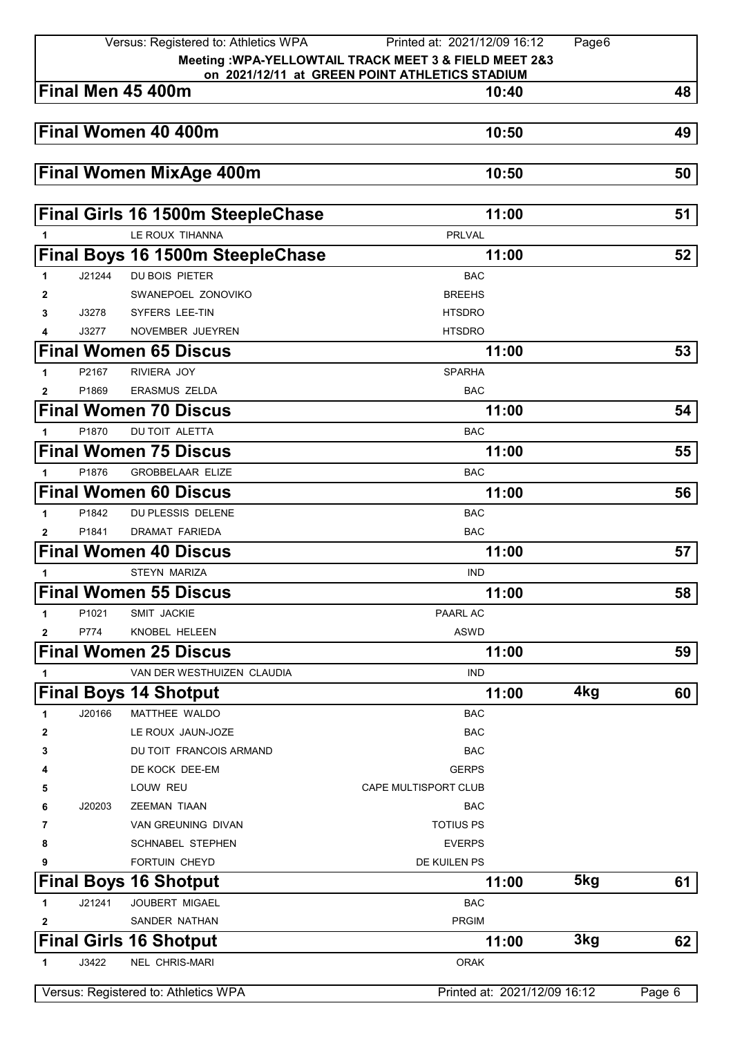Meeting :WPA-YELLOWTAIL TRACK MEET 3 & FIELD MEET 2&3
on 2021/12/11 at GREEN POINT ATHLETICS STADIUM

## Final Men 45 400m — 10:40 — 48

## Final Women 40 400m — 10:50 — 49

## Final Women MixAge 400m — 10:50 — 50

## Final Girls 16 1500m SteepleChase — 11:00 — 51

| # | No. | Name | Club |
|---|---|---|---|
| 1 | | LE ROUX TIHANNA | PRLVAL |

## Final Boys 16 1500m SteepleChase — 11:00 — 52

| # | No. | Name | Club |
|---|---|---|---|
| 1 | J21244 | DU BOIS PIETER | BAC |
| 2 | | SWANEPOEL ZONOVIKO | BREEHS |
| 3 | J3278 | SYFERS LEE-TIN | HTSDRO |
| 4 | J3277 | NOVEMBER JUEYREN | HTSDRO |

## Final Women 65 Discus — 11:00 — 53

| # | No. | Name | Club |
|---|---|---|---|
| 1 | P2167 | RIVIERA JOY | SPARHA |
| 2 | P1869 | ERASMUS ZELDA | BAC |

## Final Women 70 Discus — 11:00 — 54

| # | No. | Name | Club |
|---|---|---|---|
| 1 | P1870 | DU TOIT ALETTA | BAC |

## Final Women 75 Discus — 11:00 — 55

| # | No. | Name | Club |
|---|---|---|---|
| 1 | P1876 | GROBBELAAR ELIZE | BAC |

## Final Women 60 Discus — 11:00 — 56

| # | No. | Name | Club |
|---|---|---|---|
| 1 | P1842 | DU PLESSIS DELENE | BAC |
| 2 | P1841 | DRAMAT FARIEDA | BAC |

## Final Women 40 Discus — 11:00 — 57

| # | No. | Name | Club |
|---|---|---|---|
| 1 | | STEYN MARIZA | IND |

## Final Women 55 Discus — 11:00 — 58

| # | No. | Name | Club |
|---|---|---|---|
| 1 | P1021 | SMIT JACKIE | PAARL AC |
| 2 | P774 | KNOBEL HELEEN | ASWD |

## Final Women 25 Discus — 11:00 — 59

| # | No. | Name | Club |
|---|---|---|---|
| 1 | | VAN DER WESTHUIZEN CLAUDIA | IND |

## Final Boys 14 Shotput — 11:00 — 4kg — 60

| # | No. | Name | Club |
|---|---|---|---|
| 1 | J20166 | MATTHEE WALDO | BAC |
| 2 | | LE ROUX JAUN-JOZE | BAC |
| 3 | | DU TOIT FRANCOIS ARMAND | BAC |
| 4 | | DE KOCK DEE-EM | GERPS |
| 5 | | LOUW REU | CAPE MULTISPORT CLUB |
| 6 | J20203 | ZEEMAN TIAAN | BAC |
| 7 | | VAN GREUNING DIVAN | TOTIUS PS |
| 8 | | SCHNABEL STEPHEN | EVERPS |
| 9 | | FORTUIN CHEYD | DE KUILEN PS |

## Final Boys 16 Shotput — 11:00 — 5kg — 61

| # | No. | Name | Club |
|---|---|---|---|
| 1 | J21241 | JOUBERT MIGAEL | BAC |
| 2 | | SANDER NATHAN | PRGIM |

## Final Girls 16 Shotput — 11:00 — 3kg — 62

| # | No. | Name | Club |
|---|---|---|---|
| 1 | J3422 | NEL CHRIS-MARI | ORAK |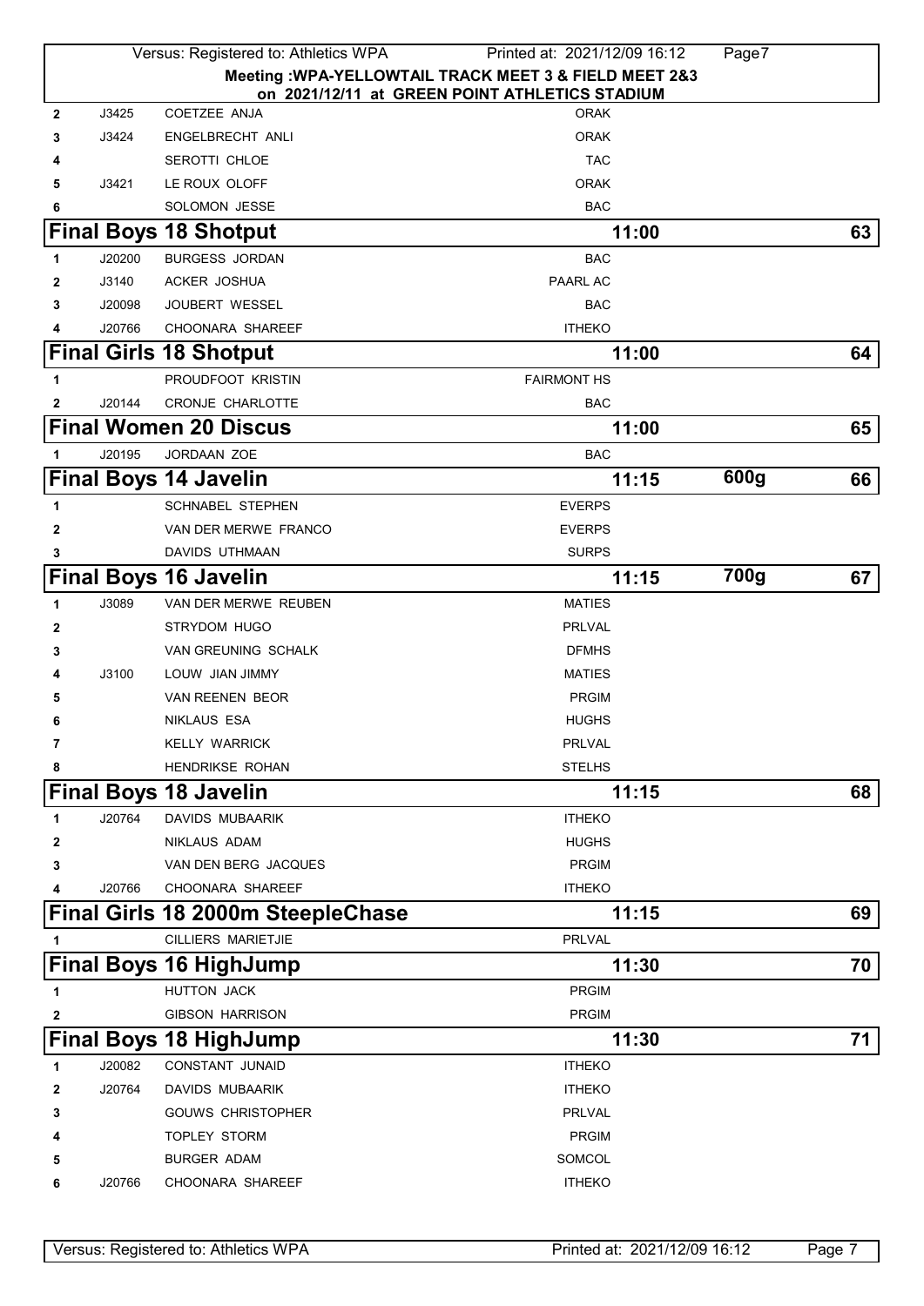Meeting :WPA-YELLOWTAIL TRACK MEET 3 & FIELD MEET 2&3
on 2021/12/11 at GREEN POINT ATHLETICS STADIUM

| | | | |
|---|---|---|---|
| 2 | J3425 | COETZEE ANJA | ORAK |
| 3 | J3424 | ENGELBRECHT ANLI | ORAK |
| 4 | | SEROTTI CHLOE | TAC |
| 5 | J3421 | LE ROUX OLOFF | ORAK |
| 6 | | SOLOMON JESSE | BAC |

## Final Boys 18 Shotput — 11:00 — 63

| | | | |
|---|---|---|---|
| 1 | J20200 | BURGESS JORDAN | BAC |
| 2 | J3140 | ACKER JOSHUA | PAARL AC |
| 3 | J20098 | JOUBERT WESSEL | BAC |
| 4 | J20766 | CHOONARA SHAREEF | ITHEKO |

## Final Girls 18 Shotput — 11:00 — 64

| | | | |
|---|---|---|---|
| 1 | | PROUDFOOT KRISTIN | FAIRMONT HS |
| 2 | J20144 | CRONJE CHARLOTTE | BAC |

## Final Women 20 Discus — 11:00 — 65

| | | | |
|---|---|---|---|
| 1 | J20195 | JORDAAN ZOE | BAC |

## Final Boys 14 Javelin — 11:15 — 600g — 66

| | | | |
|---|---|---|---|
| 1 | | SCHNABEL STEPHEN | EVERPS |
| 2 | | VAN DER MERWE FRANCO | EVERPS |
| 3 | | DAVIDS UTHMAAN | SURPS |

## Final Boys 16 Javelin — 11:15 — 700g — 67

| | | | |
|---|---|---|---|
| 1 | J3089 | VAN DER MERWE REUBEN | MATIES |
| 2 | | STRYDOM HUGO | PRLVAL |
| 3 | | VAN GREUNING SCHALK | DFMHS |
| 4 | J3100 | LOUW JIAN JIMMY | MATIES |
| 5 | | VAN REENEN BEOR | PRGIM |
| 6 | | NIKLAUS ESA | HUGHS |
| 7 | | KELLY WARRICK | PRLVAL |
| 8 | | HENDRIKSE ROHAN | STELHS |

## Final Boys 18 Javelin — 11:15 — 68

| | | | |
|---|---|---|---|
| 1 | J20764 | DAVIDS MUBAARIK | ITHEKO |
| 2 | | NIKLAUS ADAM | HUGHS |
| 3 | | VAN DEN BERG JACQUES | PRGIM |
| 4 | J20766 | CHOONARA SHAREEF | ITHEKO |

## Final Girls 18 2000m SteepleChase — 11:15 — 69

| | | | |
|---|---|---|---|
| 1 | | CILLIERS MARIETJIE | PRLVAL |

## Final Boys 16 HighJump — 11:30 — 70

| | | | |
|---|---|---|---|
| 1 | | HUTTON JACK | PRGIM |
| 2 | | GIBSON HARRISON | PRGIM |

## Final Boys 18 HighJump — 11:30 — 71

| | | | |
|---|---|---|---|
| 1 | J20082 | CONSTANT JUNAID | ITHEKO |
| 2 | J20764 | DAVIDS MUBAARIK | ITHEKO |
| 3 | | GOUWS CHRISTOPHER | PRLVAL |
| 4 | | TOPLEY STORM | PRGIM |
| 5 | | BURGER ADAM | SOMCOL |
| 6 | J20766 | CHOONARA SHAREEF | ITHEKO |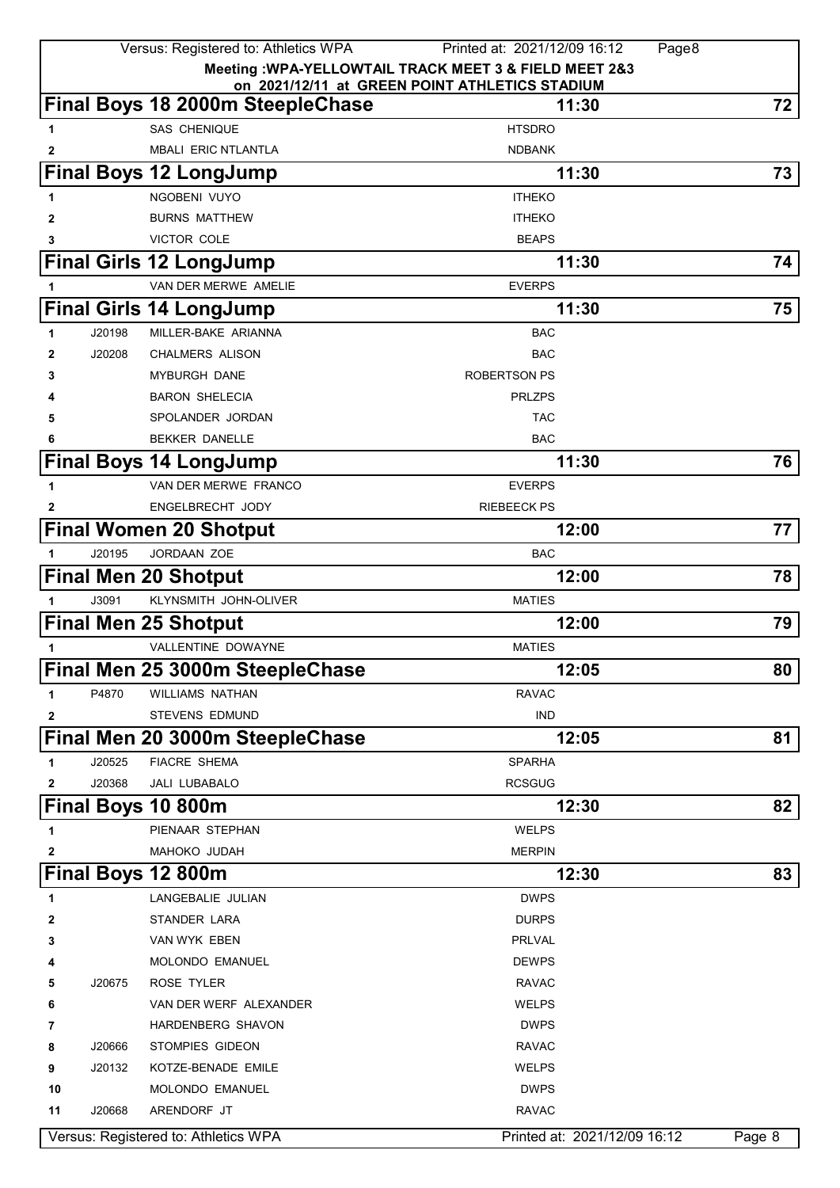Meeting :WPA-YELLOWTAIL TRACK MEET 3 & FIELD MEET 2&3
on 2021/12/11 at GREEN POINT ATHLETICS STADIUM

## Final Boys 18 2000m SteepleChase — 11:30 — 72

| # | ID | Name | Club |
|---|---|---|---|
| 1 | | SAS CHENIQUE | HTSDRO |
| 2 | | MBALI ERIC NTLANTLA | NDBANK |

## Final Boys 12 LongJump — 11:30 — 73

| # | ID | Name | Club |
|---|---|---|---|
| 1 | | NGOBENI VUYO | ITHEKO |
| 2 | | BURNS MATTHEW | ITHEKO |
| 3 | | VICTOR COLE | BEAPS |

## Final Girls 12 LongJump — 11:30 — 74

| # | ID | Name | Club |
|---|---|---|---|
| 1 | | VAN DER MERWE AMELIE | EVERPS |

## Final Girls 14 LongJump — 11:30 — 75

| # | ID | Name | Club |
|---|---|---|---|
| 1 | J20198 | MILLER-BAKE ARIANNA | BAC |
| 2 | J20208 | CHALMERS ALISON | BAC |
| 3 | | MYBURGH DANE | ROBERTSON PS |
| 4 | | BARON SHELECIA | PRLZPS |
| 5 | | SPOLANDER JORDAN | TAC |
| 6 | | BEKKER DANELLE | BAC |

## Final Boys 14 LongJump — 11:30 — 76

| # | ID | Name | Club |
|---|---|---|---|
| 1 | | VAN DER MERWE FRANCO | EVERPS |
| 2 | | ENGELBRECHT JODY | RIEBEECK PS |

## Final Women 20 Shotput — 12:00 — 77

| # | ID | Name | Club |
|---|---|---|---|
| 1 | J20195 | JORDAAN ZOE | BAC |

## Final Men 20 Shotput — 12:00 — 78

| # | ID | Name | Club |
|---|---|---|---|
| 1 | J3091 | KLYNSMITH JOHN-OLIVER | MATIES |

## Final Men 25 Shotput — 12:00 — 79

| # | ID | Name | Club |
|---|---|---|---|
| 1 | | VALLENTINE DOWAYNE | MATIES |

## Final Men 25 3000m SteepleChase — 12:05 — 80

| # | ID | Name | Club |
|---|---|---|---|
| 1 | P4870 | WILLIAMS NATHAN | RAVAC |
| 2 | | STEVENS EDMUND | IND |

## Final Men 20 3000m SteepleChase — 12:05 — 81

| # | ID | Name | Club |
|---|---|---|---|
| 1 | J20525 | FIACRE SHEMA | SPARHA |
| 2 | J20368 | JALI LUBABALO | RCSGUG |

## Final Boys 10 800m — 12:30 — 82

| # | ID | Name | Club |
|---|---|---|---|
| 1 | | PIENAAR STEPHAN | WELPS |
| 2 | | MAHOKO JUDAH | MERPIN |

## Final Boys 12 800m — 12:30 — 83

| # | ID | Name | Club |
|---|---|---|---|
| 1 | | LANGEBALIE JULIAN | DWPS |
| 2 | | STANDER LARA | DURPS |
| 3 | | VAN WYK EBEN | PRLVAL |
| 4 | | MOLONDO EMANUEL | DEWPS |
| 5 | J20675 | ROSE TYLER | RAVAC |
| 6 | | VAN DER WERF ALEXANDER | WELPS |
| 7 | | HARDENBERG SHAVON | DWPS |
| 8 | J20666 | STOMPIES GIDEON | RAVAC |
| 9 | J20132 | KOTZE-BENADE EMILE | WELPS |
| 10 | | MOLONDO EMANUEL | DWPS |
| 11 | J20668 | ARENDORF JT | RAVAC |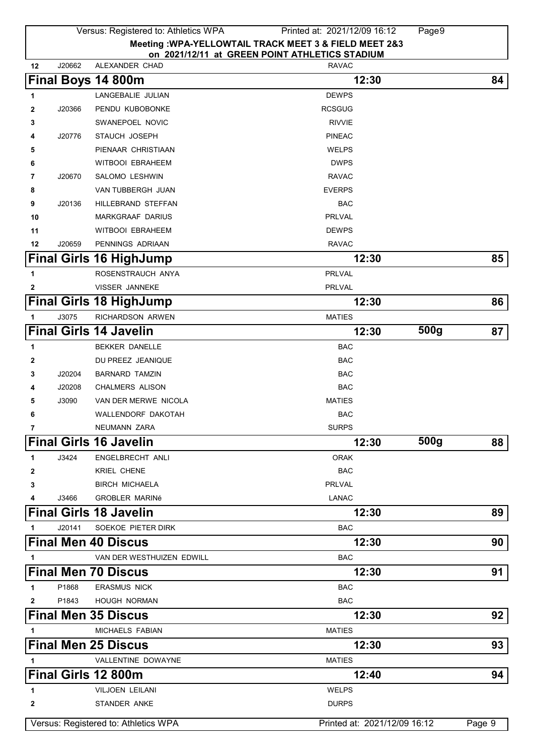**Meeting :WPA-YELLOWTAIL TRACK MEET 3 & FIELD MEET 2&3**
**on 2021/12/11 at GREEN POINT ATHLETICS STADIUM**

| 12 | J20662 | ALEXANDER CHAD | RAVAC |
|---|---|---|---|

## Final Boys 14 800m — 12:30 — 84

| # | Reg | Name | Club |
|---|---|---|---|
| 1 | | LANGEBALIE JULIAN | DEWPS |
| 2 | J20366 | PENDU KUBOBONKE | RCSGUG |
| 3 | | SWANEPOEL NOVIC | RIVVIE |
| 4 | J20776 | STAUCH JOSEPH | PINEAC |
| 5 | | PIENAAR CHRISTIAAN | WELPS |
| 6 | | WITBOOI EBRAHEEM | DWPS |
| 7 | J20670 | SALOMO LESHWIN | RAVAC |
| 8 | | VAN TUBBERGH JUAN | EVERPS |
| 9 | J20136 | HILLEBRAND STEFFAN | BAC |
| 10 | | MARKGRAAF DARIUS | PRLVAL |
| 11 | | WITBOOI EBRAHEEM | DEWPS |
| 12 | J20659 | PENNINGS ADRIAAN | RAVAC |

## Final Girls 16 HighJump — 12:30 — 85

| # | Reg | Name | Club |
|---|---|---|---|
| 1 | | ROSENSTRAUCH ANYA | PRLVAL |
| 2 | | VISSER JANNEKE | PRLVAL |

## Final Girls 18 HighJump — 12:30 — 86

| # | Reg | Name | Club |
|---|---|---|---|
| 1 | J3075 | RICHARDSON ARWEN | MATIES |

## Final Girls 14 Javelin — 12:30 — 500g — 87

| # | Reg | Name | Club |
|---|---|---|---|
| 1 | | BEKKER DANELLE | BAC |
| 2 | | DU PREEZ JEANIQUE | BAC |
| 3 | J20204 | BARNARD TAMZIN | BAC |
| 4 | J20208 | CHALMERS ALISON | BAC |
| 5 | J3090 | VAN DER MERWE NICOLA | MATIES |
| 6 | | WALLENDORF DAKOTAH | BAC |
| 7 | | NEUMANN ZARA | SURPS |

## Final Girls 16 Javelin — 12:30 — 500g — 88

| # | Reg | Name | Club |
|---|---|---|---|
| 1 | J3424 | ENGELBRECHT ANLI | ORAK |
| 2 | | KRIEL CHENE | BAC |
| 3 | | BIRCH MICHAELA | PRLVAL |
| 4 | J3466 | GROBLER MARINé | LANAC |

## Final Girls 18 Javelin — 12:30 — 89

| # | Reg | Name | Club |
|---|---|---|---|
| 1 | J20141 | SOEKOE PIETER DIRK | BAC |

## Final Men 40 Discus — 12:30 — 90

| # | Reg | Name | Club |
|---|---|---|---|
| 1 | | VAN DER WESTHUIZEN EDWILL | BAC |

## Final Men 70 Discus — 12:30 — 91

| # | Reg | Name | Club |
|---|---|---|---|
| 1 | P1868 | ERASMUS NICK | BAC |
| 2 | P1843 | HOUGH NORMAN | BAC |

## Final Men 35 Discus — 12:30 — 92

| # | Reg | Name | Club |
|---|---|---|---|
| 1 | | MICHAELS FABIAN | MATIES |

## Final Men 25 Discus — 12:30 — 93

| # | Reg | Name | Club |
|---|---|---|---|
| 1 | | VALLENTINE DOWAYNE | MATIES |

## Final Girls 12 800m — 12:40 — 94

| # | Reg | Name | Club |
|---|---|---|---|
| 1 | | VILJOEN LEILANI | WELPS |
| 2 | | STANDER ANKE | DURPS |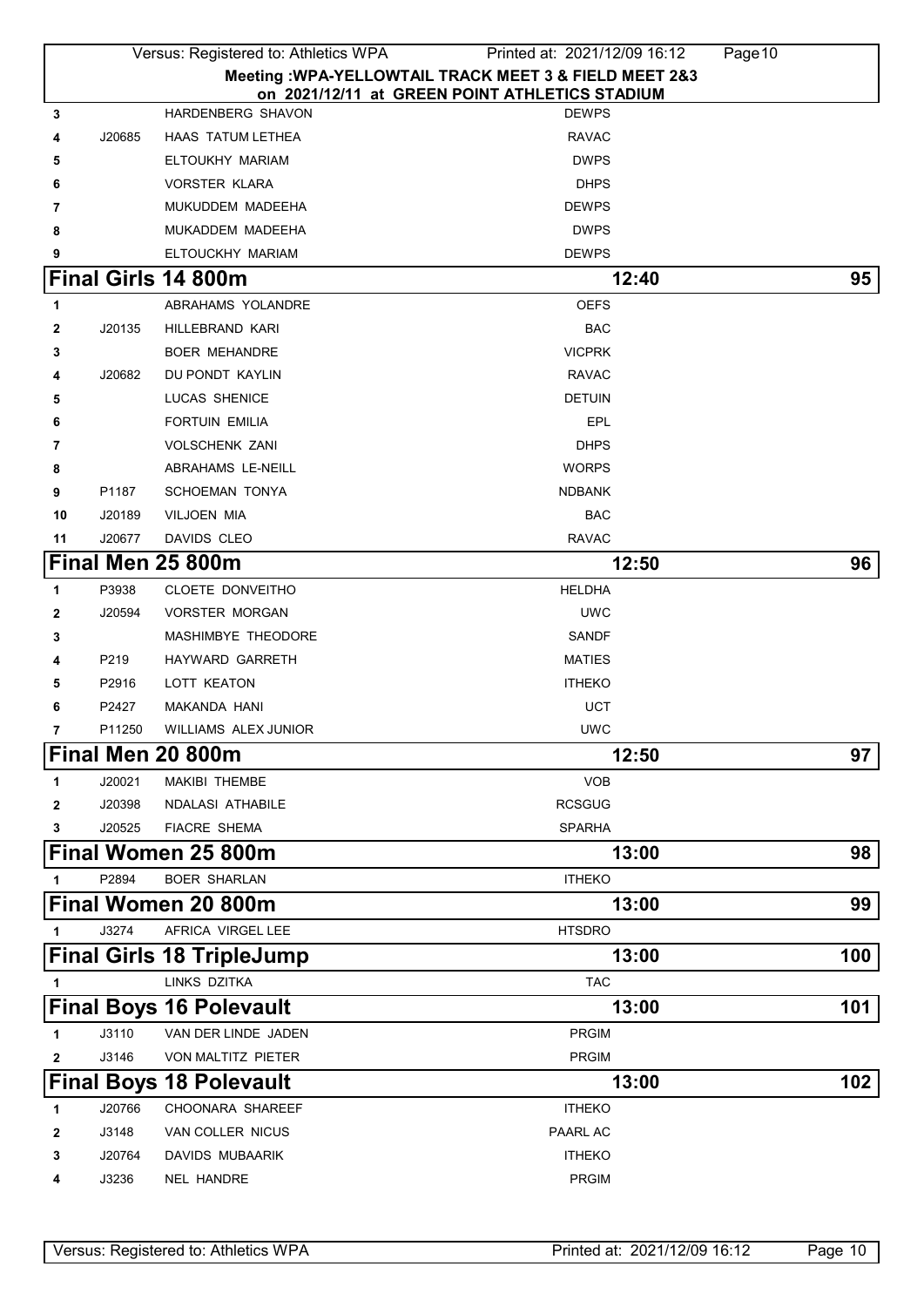**Meeting :WPA-YELLOWTAIL TRACK MEET 3 & FIELD MEET 2&3**
**on 2021/12/11 at GREEN POINT ATHLETICS STADIUM**

| | | | |
|---|---|---|---|
| 3 | | HARDENBERG SHAVON | DEWPS |
| 4 | J20685 | HAAS TATUM LETHEA | RAVAC |
| 5 | | ELTOUKHY MARIAM | DWPS |
| 6 | | VORSTER KLARA | DHPS |
| 7 | | MUKUDDEM MADEEHA | DEWPS |
| 8 | | MUKADDEM MADEEHA | DWPS |
| 9 | | ELTOUCKHY MARIAM | DEWPS |

## Final Girls 14 800m — 12:40 — 95

| | | | |
|---|---|---|---|
| 1 | | ABRAHAMS YOLANDRE | OEFS |
| 2 | J20135 | HILLEBRAND KARI | BAC |
| 3 | | BOER MEHANDRE | VICPRK |
| 4 | J20682 | DU PONDT KAYLIN | RAVAC |
| 5 | | LUCAS SHENICE | DETUIN |
| 6 | | FORTUIN EMILIA | EPL |
| 7 | | VOLSCHENK ZANI | DHPS |
| 8 | | ABRAHAMS LE-NEILL | WORPS |
| 9 | P1187 | SCHOEMAN TONYA | NDBANK |
| 10 | J20189 | VILJOEN MIA | BAC |
| 11 | J20677 | DAVIDS CLEO | RAVAC |

## Final Men 25 800m — 12:50 — 96

| | | | |
|---|---|---|---|
| 1 | P3938 | CLOETE DONVEITHO | HELDHA |
| 2 | J20594 | VORSTER MORGAN | UWC |
| 3 | | MASHIMBYE THEODORE | SANDF |
| 4 | P219 | HAYWARD GARRETH | MATIES |
| 5 | P2916 | LOTT KEATON | ITHEKO |
| 6 | P2427 | MAKANDA HANI | UCT |
| 7 | P11250 | WILLIAMS ALEX JUNIOR | UWC |

## Final Men 20 800m — 12:50 — 97

| | | | |
|---|---|---|---|
| 1 | J20021 | MAKIBI THEMBE | VOB |
| 2 | J20398 | NDALASI ATHABILE | RCSGUG |
| 3 | J20525 | FIACRE SHEMA | SPARHA |

## Final Women 25 800m — 13:00 — 98

| | | | |
|---|---|---|---|
| 1 | P2894 | BOER SHARLAN | ITHEKO |

## Final Women 20 800m — 13:00 — 99

| | | | |
|---|---|---|---|
| 1 | J3274 | AFRICA VIRGEL LEE | HTSDRO |

## Final Girls 18 TripleJump — 13:00 — 100

| | | | |
|---|---|---|---|
| 1 | | LINKS DZITKA | TAC |

## Final Boys 16 Polevault — 13:00 — 101

| | | | |
|---|---|---|---|
| 1 | J3110 | VAN DER LINDE JADEN | PRGIM |
| 2 | J3146 | VON MALTITZ PIETER | PRGIM |

## Final Boys 18 Polevault — 13:00 — 102

| | | | |
|---|---|---|---|
| 1 | J20766 | CHOONARA SHAREEF | ITHEKO |
| 2 | J3148 | VAN COLLER NICUS | PAARL AC |
| 3 | J20764 | DAVIDS MUBAARIK | ITHEKO |
| 4 | J3236 | NEL HANDRE | PRGIM |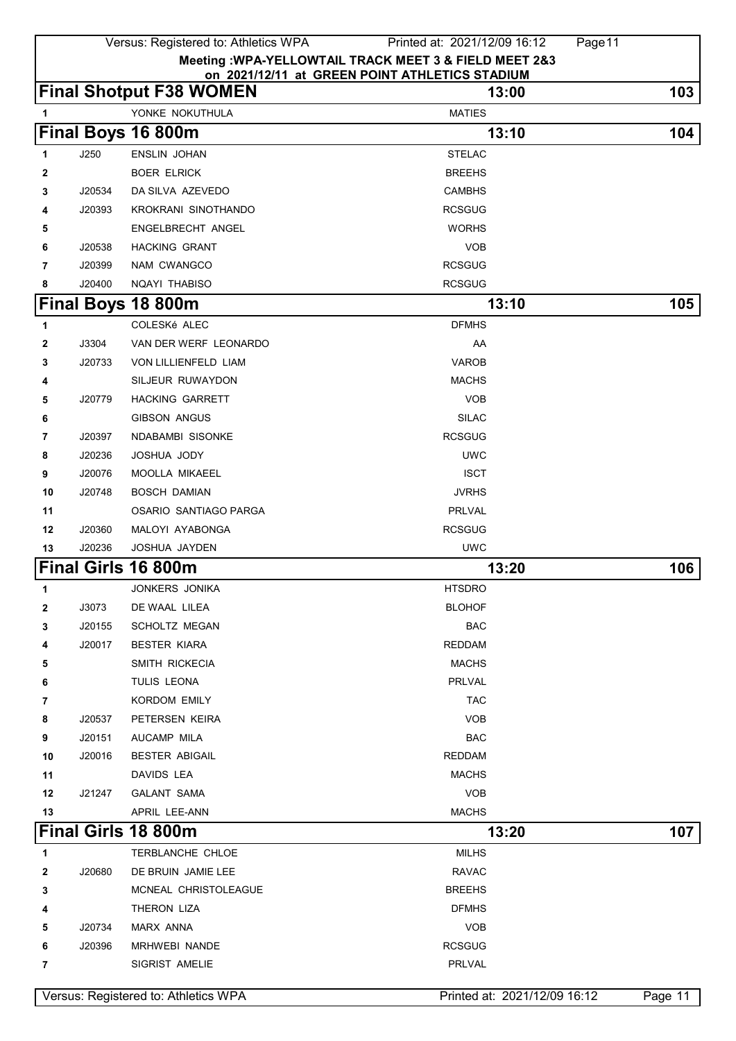Meeting :WPA-YELLOWTAIL TRACK MEET 3 & FIELD MEET 2&3
on 2021/12/11 at GREEN POINT ATHLETICS STADIUM

## Final Shotput F38 WOMEN — 13:00 — 103

| | | | |
|---|---|---|---|
| 1 | | YONKE NOKUTHULA | MATIES |

## Final Boys 16 800m — 13:10 — 104

| | | | |
|---|---|---|---|
| 1 | J250 | ENSLIN JOHAN | STELAC |
| 2 | | BOER ELRICK | BREEHS |
| 3 | J20534 | DA SILVA AZEVEDO | CAMBHS |
| 4 | J20393 | KROKRANI SINOTHANDO | RCSGUG |
| 5 | | ENGELBRECHT ANGEL | WORHS |
| 6 | J20538 | HACKING GRANT | VOB |
| 7 | J20399 | NAM CWANGCO | RCSGUG |
| 8 | J20400 | NQAYI THABISO | RCSGUG |

## Final Boys 18 800m — 13:10 — 105

| | | | |
|---|---|---|---|
| 1 | | COLESKé ALEC | DFMHS |
| 2 | J3304 | VAN DER WERF LEONARDO | AA |
| 3 | J20733 | VON LILLIENFELD LIAM | VAROB |
| 4 | | SILJEUR RUWAYDON | MACHS |
| 5 | J20779 | HACKING GARRETT | VOB |
| 6 | | GIBSON ANGUS | SILAC |
| 7 | J20397 | NDABAMBI SISONKE | RCSGUG |
| 8 | J20236 | JOSHUA JODY | UWC |
| 9 | J20076 | MOOLLA MIKAEEL | ISCT |
| 10 | J20748 | BOSCH DAMIAN | JVRHS |
| 11 | | OSARIO SANTIAGO PARGA | PRLVAL |
| 12 | J20360 | MALOYI AYABONGA | RCSGUG |
| 13 | J20236 | JOSHUA JAYDEN | UWC |

## Final Girls 16 800m — 13:20 — 106

| | | | |
|---|---|---|---|
| 1 | | JONKERS JONIKA | HTSDRO |
| 2 | J3073 | DE WAAL LILEA | BLOHOF |
| 3 | J20155 | SCHOLTZ MEGAN | BAC |
| 4 | J20017 | BESTER KIARA | REDDAM |
| 5 | | SMITH RICKECIA | MACHS |
| 6 | | TULIS LEONA | PRLVAL |
| 7 | | KORDOM EMILY | TAC |
| 8 | J20537 | PETERSEN KEIRA | VOB |
| 9 | J20151 | AUCAMP MILA | BAC |
| 10 | J20016 | BESTER ABIGAIL | REDDAM |
| 11 | | DAVIDS LEA | MACHS |
| 12 | J21247 | GALANT SAMA | VOB |
| 13 | | APRIL LEE-ANN | MACHS |

## Final Girls 18 800m — 13:20 — 107

| | | | |
|---|---|---|---|
| 1 | | TERBLANCHE CHLOE | MILHS |
| 2 | J20680 | DE BRUIN JAMIE LEE | RAVAC |
| 3 | | MCNEAL CHRISTOLEAGUE | BREEHS |
| 4 | | THERON LIZA | DFMHS |
| 5 | J20734 | MARX ANNA | VOB |
| 6 | J20396 | MRHWEBI NANDE | RCSGUG |
| 7 | | SIGRIST AMELIE | PRLVAL |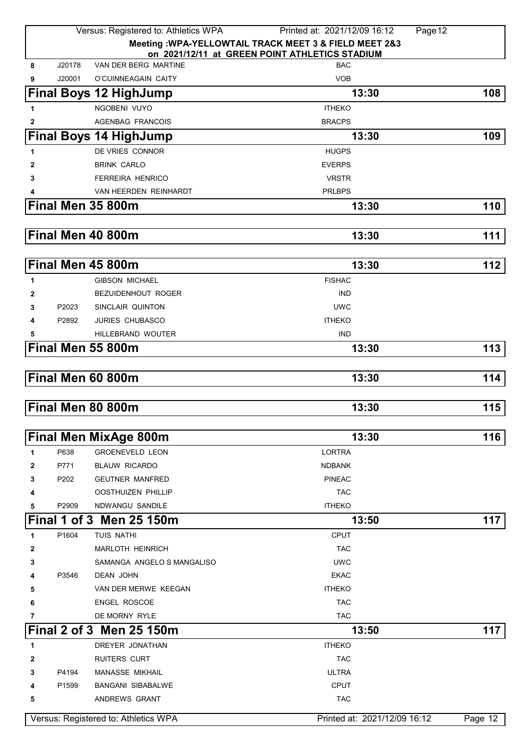Meeting :WPA-YELLOWTAIL TRACK MEET 3 & FIELD MEET 2&3
on 2021/12/11 at GREEN POINT ATHLETICS STADIUM

| | | | |
|---|---|---|---|
| 8 | J20178 | VAN DER BERG MARTINE | BAC |
| 9 | J20001 | O'CUINNEAGAIN CAITY | VOB |

## Final Boys 12 HighJump — 13:30 — 108

| | | | |
|---|---|---|---|
| 1 | | NGOBENI VUYO | ITHEKO |
| 2 | | AGENBAG FRANCOIS | BRACPS |

## Final Boys 14 HighJump — 13:30 — 109

| | | | |
|---|---|---|---|
| 1 | | DE VRIES CONNOR | HUGPS |
| 2 | | BRINK CARLO | EVERPS |
| 3 | | FERREIRA HENRICO | VRSTR |
| 4 | | VAN HEERDEN REINHARDT | PRLBPS |

## Final Men 35 800m — 13:30 — 110

## Final Men 40 800m — 13:30 — 111

## Final Men 45 800m — 13:30 — 112

| | | | |
|---|---|---|---|
| 1 | | GIBSON MICHAEL | FISHAC |
| 2 | | BEZUIDENHOUT ROGER | IND |
| 3 | P2023 | SINCLAIR QUINTON | UWC |
| 4 | P2892 | JURIES CHUBASCO | ITHEKO |
| 5 | | HILLEBRAND WOUTER | IND |

## Final Men 55 800m — 13:30 — 113

## Final Men 60 800m — 13:30 — 114

## Final Men 80 800m — 13:30 — 115

## Final Men MixAge 800m — 13:30 — 116

| | | | |
|---|---|---|---|
| 1 | P638 | GROENEVELD LEON | LORTRA |
| 2 | P771 | BLAUW RICARDO | NDBANK |
| 3 | P202 | GEUTNER MANFRED | PINEAC |
| 4 | | OOSTHUIZEN PHILLIP | TAC |
| 5 | P2909 | NDWANGU SANDILE | ITHEKO |

## Final 1 of 3 Men 25 150m — 13:50 — 117

| | | | |
|---|---|---|---|
| 1 | P1604 | TUIS NATHI | CPUT |
| 2 | | MARLOTH HEINRICH | TAC |
| 3 | | SAMANGA ANGELO S MANGALISO | UWC |
| 4 | P3546 | DEAN JOHN | EKAC |
| 5 | | VAN DER MERWE KEEGAN | ITHEKO |
| 6 | | ENGEL ROSCOE | TAC |
| 7 | | DE MORNY RYLE | TAC |

## Final 2 of 3 Men 25 150m — 13:50 — 117

| | | | |
|---|---|---|---|
| 1 | | DREYER JONATHAN | ITHEKO |
| 2 | | RUITERS CURT | TAC |
| 3 | P4194 | MANASSE MIKHAIL | ULTRA |
| 4 | P1599 | BANGANI SIBABALWE | CPUT |
| 5 | | ANDREWS GRANT | TAC |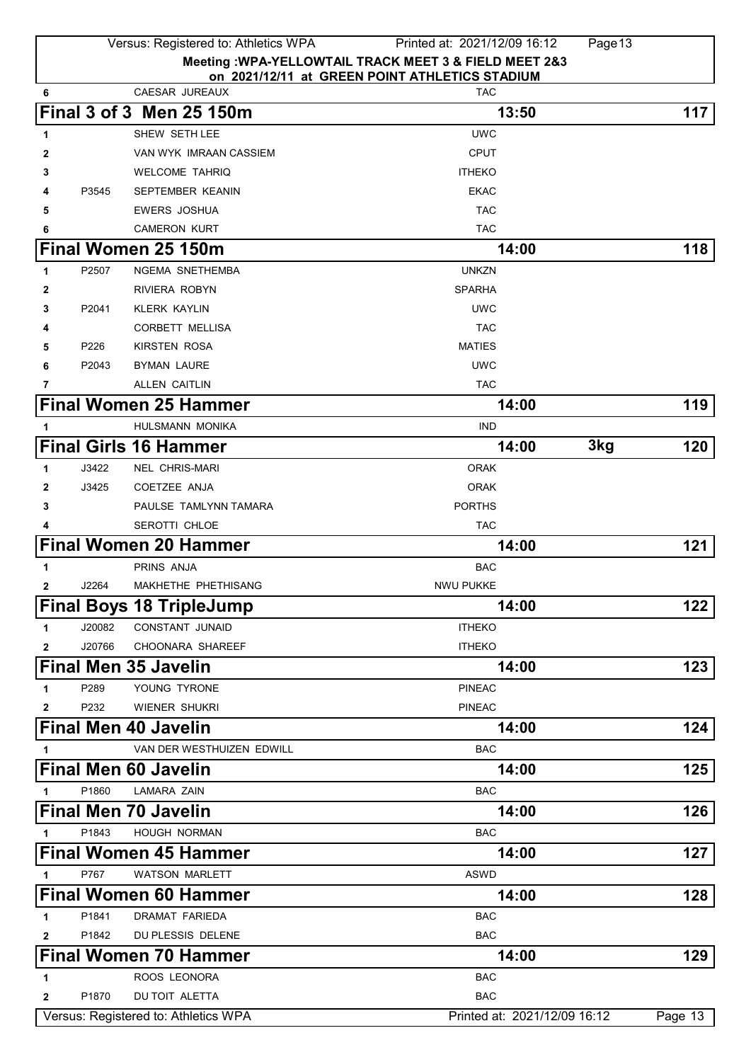**Meeting :WPA-YELLOWTAIL TRACK MEET 3 & FIELD MEET 2&3**
**on 2021/12/11 at GREEN POINT ATHLETICS STADIUM**

| 6 | | CAESAR JUREAUX | TAC |
|---|---|---|---|

## Final 3 of 3 Men 25 150m — 13:50 — 117

| # | Licence | Name | Club |
|---|---|---|---|
| 1 | | SHEW SETH LEE | UWC |
| 2 | | VAN WYK IMRAAN CASSIEM | CPUT |
| 3 | | WELCOME TAHRIQ | ITHEKO |
| 4 | P3545 | SEPTEMBER KEANIN | EKAC |
| 5 | | EWERS JOSHUA | TAC |
| 6 | | CAMERON KURT | TAC |

## Final Women 25 150m — 14:00 — 118

| # | Licence | Name | Club |
|---|---|---|---|
| 1 | P2507 | NGEMA SNETHEMBA | UNKZN |
| 2 | | RIVIERA ROBYN | SPARHA |
| 3 | P2041 | KLERK KAYLIN | UWC |
| 4 | | CORBETT MELLISA | TAC |
| 5 | P226 | KIRSTEN ROSA | MATIES |
| 6 | P2043 | BYMAN LAURE | UWC |
| 7 | | ALLEN CAITLIN | TAC |

## Final Women 25 Hammer — 14:00 — 119

| # | Licence | Name | Club |
|---|---|---|---|
| 1 | | HULSMANN MONIKA | IND |

## Final Girls 16 Hammer — 14:00 — 3kg — 120

| # | Licence | Name | Club |
|---|---|---|---|
| 1 | J3422 | NEL CHRIS-MARI | ORAK |
| 2 | J3425 | COETZEE ANJA | ORAK |
| 3 | | PAULSE TAMLYNN TAMARA | PORTHS |
| 4 | | SEROTTI CHLOE | TAC |

## Final Women 20 Hammer — 14:00 — 121

| # | Licence | Name | Club |
|---|---|---|---|
| 1 | | PRINS ANJA | BAC |
| 2 | J2264 | MAKHETHE PHETHISANG | NWU PUKKE |

## Final Boys 18 TripleJump — 14:00 — 122

| # | Licence | Name | Club |
|---|---|---|---|
| 1 | J20082 | CONSTANT JUNAID | ITHEKO |
| 2 | J20766 | CHOONARA SHAREEF | ITHEKO |

## Final Men 35 Javelin — 14:00 — 123

| # | Licence | Name | Club |
|---|---|---|---|
| 1 | P289 | YOUNG TYRONE | PINEAC |
| 2 | P232 | WIENER SHUKRI | PINEAC |

## Final Men 40 Javelin — 14:00 — 124

| # | Licence | Name | Club |
|---|---|---|---|
| 1 | | VAN DER WESTHUIZEN EDWILL | BAC |

## Final Men 60 Javelin — 14:00 — 125

| # | Licence | Name | Club |
|---|---|---|---|
| 1 | P1860 | LAMARA ZAIN | BAC |

## Final Men 70 Javelin — 14:00 — 126

| # | Licence | Name | Club |
|---|---|---|---|
| 1 | P1843 | HOUGH NORMAN | BAC |

## Final Women 45 Hammer — 14:00 — 127

| # | Licence | Name | Club |
|---|---|---|---|
| 1 | P767 | WATSON MARLETT | ASWD |

## Final Women 60 Hammer — 14:00 — 128

| # | Licence | Name | Club |
|---|---|---|---|
| 1 | P1841 | DRAMAT FARIEDA | BAC |
| 2 | P1842 | DU PLESSIS DELENE | BAC |

## Final Women 70 Hammer — 14:00 — 129

| # | Licence | Name | Club |
|---|---|---|---|
| 1 | | ROOS LEONORA | BAC |
| 2 | P1870 | DU TOIT ALETTA | BAC |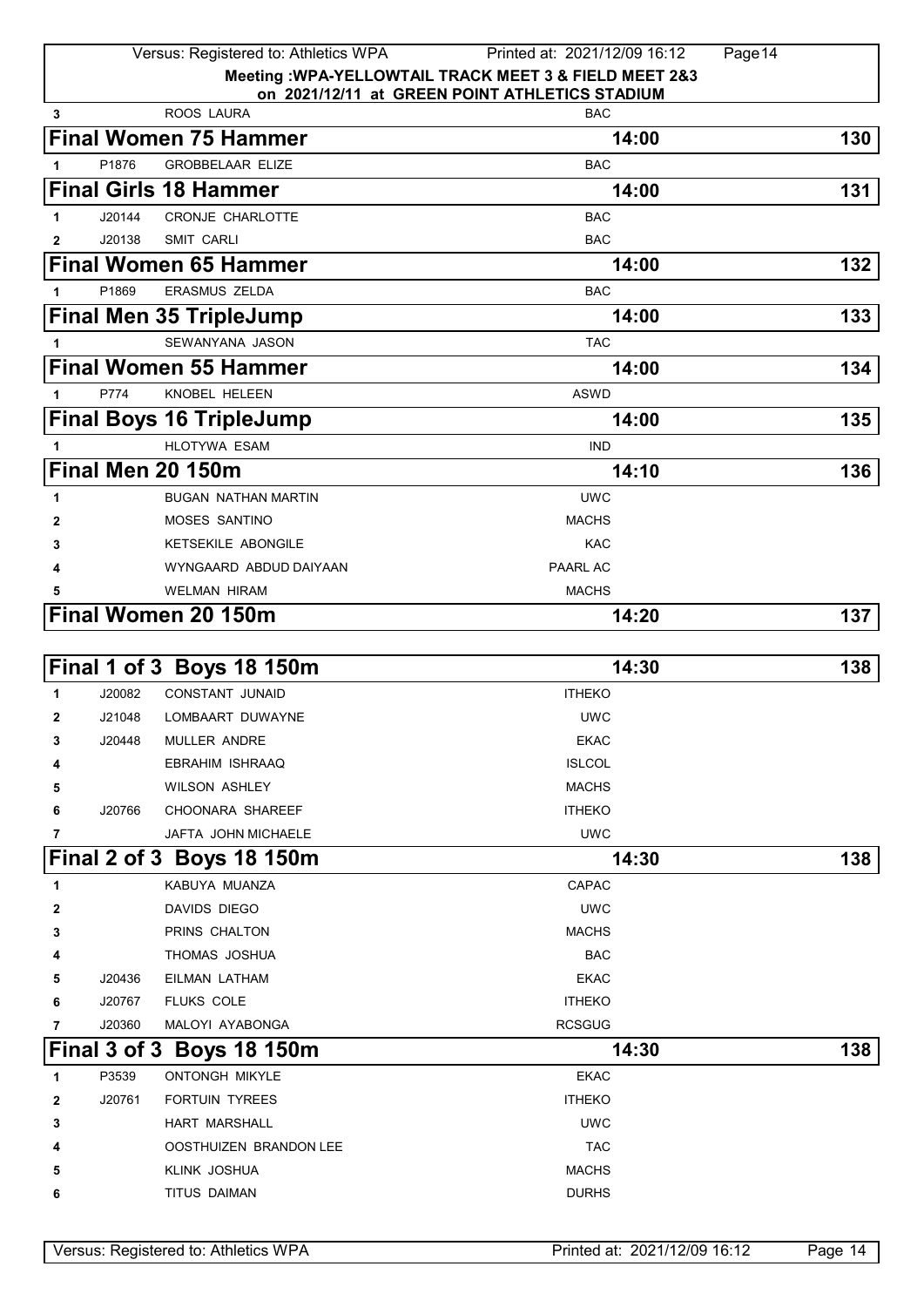Meeting :WPA-YELLOWTAIL TRACK MEET 3 & FIELD MEET 2&3
on 2021/12/11 at GREEN POINT ATHLETICS STADIUM

| | | | |
|---|---|---|---|
| 3 | | ROOS LAURA | BAC |

## Final Women 75 Hammer — 14:00 — 130

| | | | |
|---|---|---|---|
| 1 | P1876 | GROBBELAAR ELIZE | BAC |

## Final Girls 18 Hammer — 14:00 — 131

| | | | |
|---|---|---|---|
| 1 | J20144 | CRONJE CHARLOTTE | BAC |
| 2 | J20138 | SMIT CARLI | BAC |

## Final Women 65 Hammer — 14:00 — 132

| | | | |
|---|---|---|---|
| 1 | P1869 | ERASMUS ZELDA | BAC |

## Final Men 35 TripleJump — 14:00 — 133

| | | | |
|---|---|---|---|
| 1 | | SEWANYANA JASON | TAC |

## Final Women 55 Hammer — 14:00 — 134

| | | | |
|---|---|---|---|
| 1 | P774 | KNOBEL HELEEN | ASWD |

## Final Boys 16 TripleJump — 14:00 — 135

| | | | |
|---|---|---|---|
| 1 | | HLOTYWA ESAM | IND |

## Final Men 20 150m — 14:10 — 136

| | | | |
|---|---|---|---|
| 1 | | BUGAN NATHAN MARTIN | UWC |
| 2 | | MOSES SANTINO | MACHS |
| 3 | | KETSEKILE ABONGILE | KAC |
| 4 | | WYNGAARD ABDUD DAIYAAN | PAARL AC |
| 5 | | WELMAN HIRAM | MACHS |

## Final Women 20 150m — 14:20 — 137

## Final 1 of 3 Boys 18 150m — 14:30 — 138

| | | | |
|---|---|---|---|
| 1 | J20082 | CONSTANT JUNAID | ITHEKO |
| 2 | J21048 | LOMBAART DUWAYNE | UWC |
| 3 | J20448 | MULLER ANDRE | EKAC |
| 4 | | EBRAHIM ISHRAAQ | ISLCOL |
| 5 | | WILSON ASHLEY | MACHS |
| 6 | J20766 | CHOONARA SHAREEF | ITHEKO |
| 7 | | JAFTA JOHN MICHAELE | UWC |

## Final 2 of 3 Boys 18 150m — 14:30 — 138

| | | | |
|---|---|---|---|
| 1 | | KABUYA MUANZA | CAPAC |
| 2 | | DAVIDS DIEGO | UWC |
| 3 | | PRINS CHALTON | MACHS |
| 4 | | THOMAS JOSHUA | BAC |
| 5 | J20436 | EILMAN LATHAM | EKAC |
| 6 | J20767 | FLUKS COLE | ITHEKO |
| 7 | J20360 | MALOYI AYABONGA | RCSGUG |

## Final 3 of 3 Boys 18 150m — 14:30 — 138

| | | | |
|---|---|---|---|
| 1 | P3539 | ONTONGH MIKYLE | EKAC |
| 2 | J20761 | FORTUIN TYREES | ITHEKO |
| 3 | | HART MARSHALL | UWC |
| 4 | | OOSTHUIZEN BRANDON LEE | TAC |
| 5 | | KLINK JOSHUA | MACHS |
| 6 | | TITUS DAIMAN | DURHS |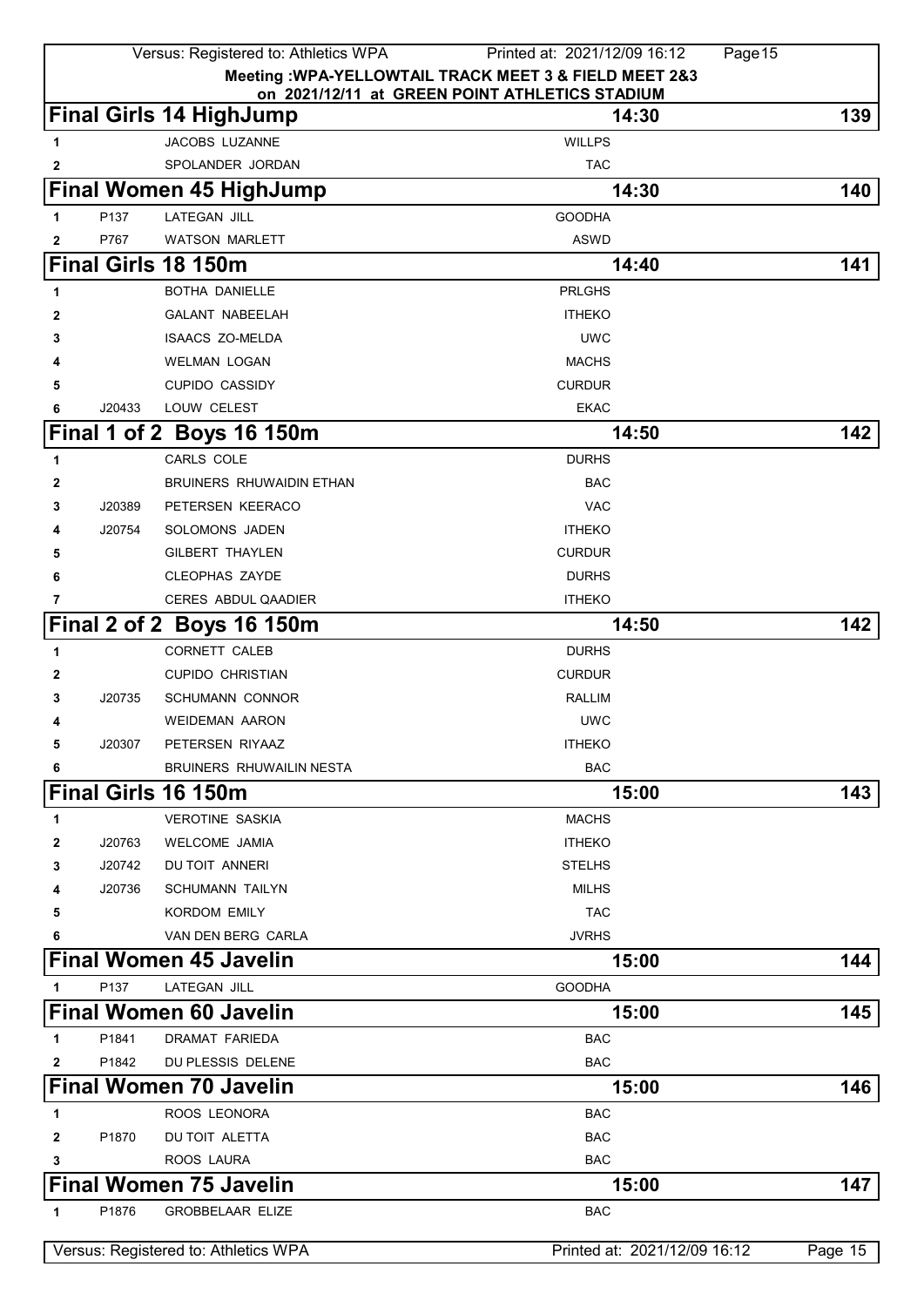**Meeting :WPA-YELLOWTAIL TRACK MEET 3 & FIELD MEET 2&3**
**on 2021/12/11 at GREEN POINT ATHLETICS STADIUM**

## Final Girls 14 HighJump — 14:30 — 139

| | | | |
|---|---|---|---|
| 1 | | JACOBS LUZANNE | WILLPS |
| 2 | | SPOLANDER JORDAN | TAC |

## Final Women 45 HighJump — 14:30 — 140

| | | | |
|---|---|---|---|
| 1 | P137 | LATEGAN JILL | GOODHA |
| 2 | P767 | WATSON MARLETT | ASWD |

## Final Girls 18 150m — 14:40 — 141

| | | | |
|---|---|---|---|
| 1 | | BOTHA DANIELLE | PRLGHS |
| 2 | | GALANT NABEELAH | ITHEKO |
| 3 | | ISAACS ZO-MELDA | UWC |
| 4 | | WELMAN LOGAN | MACHS |
| 5 | | CUPIDO CASSIDY | CURDUR |
| 6 | J20433 | LOUW CELEST | EKAC |

## Final 1 of 2 Boys 16 150m — 14:50 — 142

| | | | |
|---|---|---|---|
| 1 | | CARLS COLE | DURHS |
| 2 | | BRUINERS RHUWAIDIN ETHAN | BAC |
| 3 | J20389 | PETERSEN KEERACO | VAC |
| 4 | J20754 | SOLOMONS JADEN | ITHEKO |
| 5 | | GILBERT THAYLEN | CURDUR |
| 6 | | CLEOPHAS ZAYDE | DURHS |
| 7 | | CERES ABDUL QAADIER | ITHEKO |

## Final 2 of 2 Boys 16 150m — 14:50 — 142

| | | | |
|---|---|---|---|
| 1 | | CORNETT CALEB | DURHS |
| 2 | | CUPIDO CHRISTIAN | CURDUR |
| 3 | J20735 | SCHUMANN CONNOR | RALLIM |
| 4 | | WEIDEMAN AARON | UWC |
| 5 | J20307 | PETERSEN RIYAAZ | ITHEKO |
| 6 | | BRUINERS RHUWAILIN NESTA | BAC |

## Final Girls 16 150m — 15:00 — 143

| | | | |
|---|---|---|---|
| 1 | | VEROTINE SASKIA | MACHS |
| 2 | J20763 | WELCOME JAMIA | ITHEKO |
| 3 | J20742 | DU TOIT ANNERI | STELHS |
| 4 | J20736 | SCHUMANN TAILYN | MILHS |
| 5 | | KORDOM EMILY | TAC |
| 6 | | VAN DEN BERG CARLA | JVRHS |

## Final Women 45 Javelin — 15:00 — 144

| | | | |
|---|---|---|---|
| 1 | P137 | LATEGAN JILL | GOODHA |

## Final Women 60 Javelin — 15:00 — 145

| | | | |
|---|---|---|---|
| 1 | P1841 | DRAMAT FARIEDA | BAC |
| 2 | P1842 | DU PLESSIS DELENE | BAC |

## Final Women 70 Javelin — 15:00 — 146

| | | | |
|---|---|---|---|
| 1 | | ROOS LEONORA | BAC |
| 2 | P1870 | DU TOIT ALETTA | BAC |
| 3 | | ROOS LAURA | BAC |

## Final Women 75 Javelin — 15:00 — 147

| | | | |
|---|---|---|---|
| 1 | P1876 | GROBBELAAR ELIZE | BAC |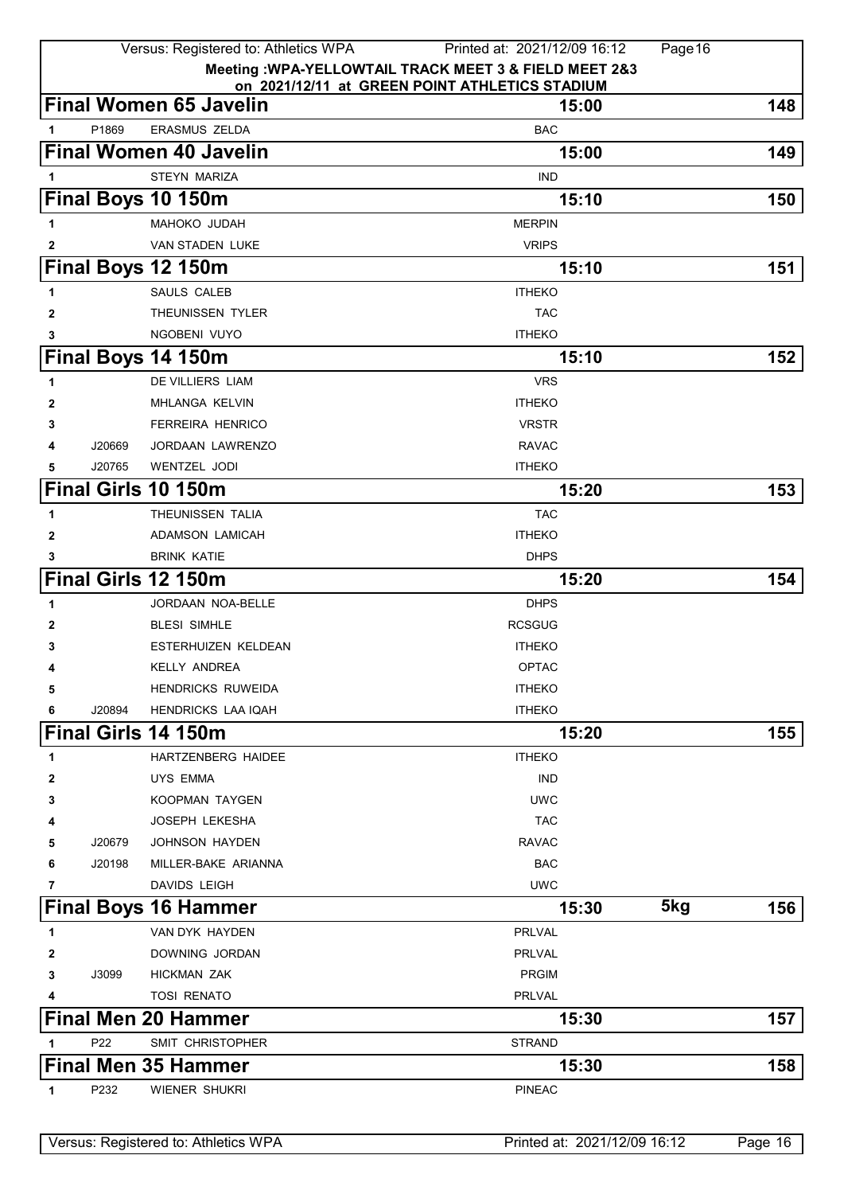Meeting :WPA-YELLOWTAIL TRACK MEET 3 & FIELD MEET 2&3
on 2021/12/11 at GREEN POINT ATHLETICS STADIUM

## Final Women 65 Javelin — 15:00 — 148

| | | | |
|---|---|---|---|
| 1 | P1869 | ERASMUS ZELDA | BAC |

## Final Women 40 Javelin — 15:00 — 149

| | | | |
|---|---|---|---|
| 1 | | STEYN MARIZA | IND |

## Final Boys 10 150m — 15:10 — 150

| | | | |
|---|---|---|---|
| 1 | | MAHOKO JUDAH | MERPIN |
| 2 | | VAN STADEN LUKE | VRIPS |

## Final Boys 12 150m — 15:10 — 151

| | | | |
|---|---|---|---|
| 1 | | SAULS CALEB | ITHEKO |
| 2 | | THEUNISSEN TYLER | TAC |
| 3 | | NGOBENI VUYO | ITHEKO |

## Final Boys 14 150m — 15:10 — 152

| | | | |
|---|---|---|---|
| 1 | | DE VILLIERS LIAM | VRS |
| 2 | | MHLANGA KELVIN | ITHEKO |
| 3 | | FERREIRA HENRICO | VRSTR |
| 4 | J20669 | JORDAAN LAWRENZO | RAVAC |
| 5 | J20765 | WENTZEL JODI | ITHEKO |

## Final Girls 10 150m — 15:20 — 153

| | | | |
|---|---|---|---|
| 1 | | THEUNISSEN TALIA | TAC |
| 2 | | ADAMSON LAMICAH | ITHEKO |
| 3 | | BRINK KATIE | DHPS |

## Final Girls 12 150m — 15:20 — 154

| | | | |
|---|---|---|---|
| 1 | | JORDAAN NOA-BELLE | DHPS |
| 2 | | BLESI SIMHLE | RCSGUG |
| 3 | | ESTERHUIZEN KELDEAN | ITHEKO |
| 4 | | KELLY ANDREA | OPTAC |
| 5 | | HENDRICKS RUWEIDA | ITHEKO |
| 6 | J20894 | HENDRICKS LAA IQAH | ITHEKO |

## Final Girls 14 150m — 15:20 — 155

| | | | |
|---|---|---|---|
| 1 | | HARTZENBERG HAIDEE | ITHEKO |
| 2 | | UYS EMMA | IND |
| 3 | | KOOPMAN TAYGEN | UWC |
| 4 | | JOSEPH LEKESHA | TAC |
| 5 | J20679 | JOHNSON HAYDEN | RAVAC |
| 6 | J20198 | MILLER-BAKE ARIANNA | BAC |
| 7 | | DAVIDS LEIGH | UWC |

## Final Boys 16 Hammer — 15:30 — 5kg — 156

| | | | |
|---|---|---|---|
| 1 | | VAN DYK HAYDEN | PRLVAL |
| 2 | | DOWNING JORDAN | PRLVAL |
| 3 | J3099 | HICKMAN ZAK | PRGIM |
| 4 | | TOSI RENATO | PRLVAL |

## Final Men 20 Hammer — 15:30 — 157

| | | | |
|---|---|---|---|
| 1 | P22 | SMIT CHRISTOPHER | STRAND |

## Final Men 35 Hammer — 15:30 — 158

| | | | |
|---|---|---|---|
| 1 | P232 | WIENER SHUKRI | PINEAC |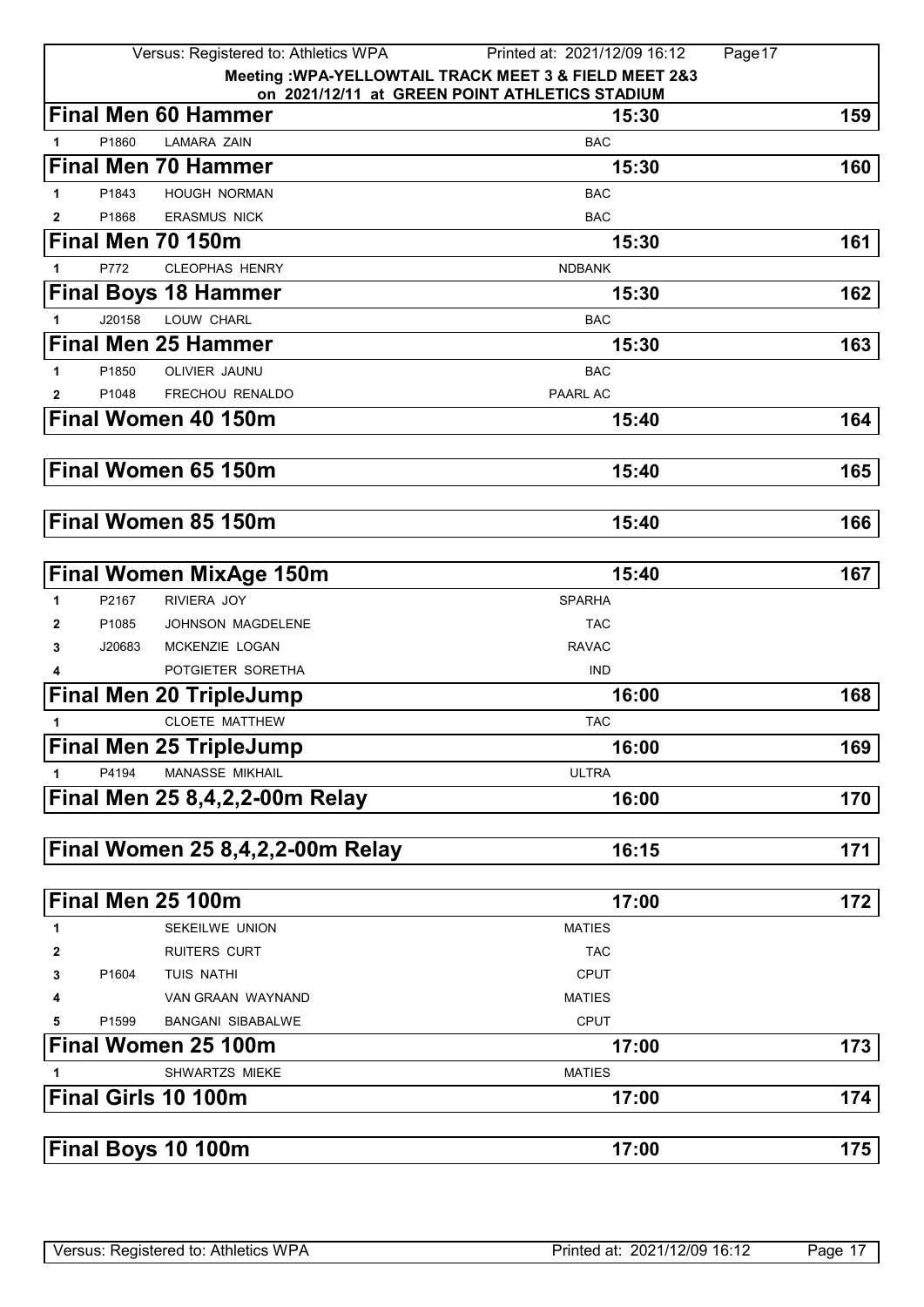Meeting :WPA-YELLOWTAIL TRACK MEET 3 & FIELD MEET 2&3
on 2021/12/11 at GREEN POINT ATHLETICS STADIUM

## Final Men 60 Hammer — 15:30 — 159

| | | | |
|---|---|---|---|
| 1 | P1860 | LAMARA ZAIN | BAC |

## Final Men 70 Hammer — 15:30 — 160

| | | | |
|---|---|---|---|
| 1 | P1843 | HOUGH NORMAN | BAC |
| 2 | P1868 | ERASMUS NICK | BAC |

## Final Men 70 150m — 15:30 — 161

| | | | |
|---|---|---|---|
| 1 | P772 | CLEOPHAS HENRY | NDBANK |

## Final Boys 18 Hammer — 15:30 — 162

| | | | |
|---|---|---|---|
| 1 | J20158 | LOUW CHARL | BAC |

## Final Men 25 Hammer — 15:30 — 163

| | | | |
|---|---|---|---|
| 1 | P1850 | OLIVIER JAUNU | BAC |
| 2 | P1048 | FRECHOU RENALDO | PAARL AC |

## Final Women 40 150m — 15:40 — 164

## Final Women 65 150m — 15:40 — 165

## Final Women 85 150m — 15:40 — 166

## Final Women MixAge 150m — 15:40 — 167

| | | | |
|---|---|---|---|
| 1 | P2167 | RIVIERA JOY | SPARHA |
| 2 | P1085 | JOHNSON MAGDELENE | TAC |
| 3 | J20683 | MCKENZIE LOGAN | RAVAC |
| 4 | | POTGIETER SORETHA | IND |

## Final Men 20 TripleJump — 16:00 — 168

| | | | |
|---|---|---|---|
| 1 | | CLOETE MATTHEW | TAC |

## Final Men 25 TripleJump — 16:00 — 169

| | | | |
|---|---|---|---|
| 1 | P4194 | MANASSE MIKHAIL | ULTRA |

## Final Men 25 8,4,2,2-00m Relay — 16:00 — 170

## Final Women 25 8,4,2,2-00m Relay — 16:15 — 171

## Final Men 25 100m — 17:00 — 172

| | | | |
|---|---|---|---|
| 1 | | SEKEILWE UNION | MATIES |
| 2 | | RUITERS CURT | TAC |
| 3 | P1604 | TUIS NATHI | CPUT |
| 4 | | VAN GRAAN WAYNAND | MATIES |
| 5 | P1599 | BANGANI SIBABALWE | CPUT |

## Final Women 25 100m — 17:00 — 173

| | | | |
|---|---|---|---|
| 1 | | SHWARTZS MIEKE | MATIES |

## Final Girls 10 100m — 17:00 — 174

## Final Boys 10 100m — 17:00 — 175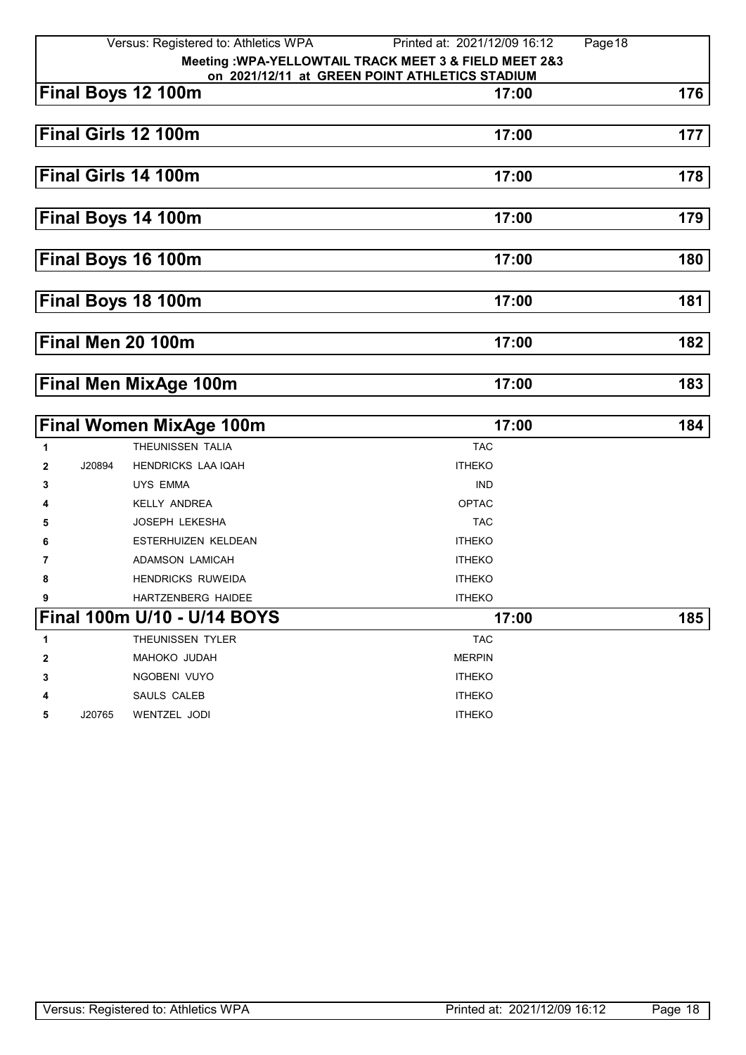Meeting :WPA-YELLOWTAIL TRACK MEET 3 & FIELD MEET 2&3
on 2021/12/11 at GREEN POINT ATHLETICS STADIUM

## Final Boys 12 100m — 17:00 — 176

## Final Girls 12 100m — 17:00 — 177

## Final Girls 14 100m — 17:00 — 178

## Final Boys 14 100m — 17:00 — 179

## Final Boys 16 100m — 17:00 — 180

## Final Boys 18 100m — 17:00 — 181

## Final Men 20 100m — 17:00 — 182

## Final Men MixAge 100m — 17:00 — 183

## Final Women MixAge 100m — 17:00 — 184

| | | | |
|---|---|---|---|
| 1 | | THEUNISSEN TALIA | TAC |
| 2 | J20894 | HENDRICKS LAA IQAH | ITHEKO |
| 3 | | UYS EMMA | IND |
| 4 | | KELLY ANDREA | OPTAC |
| 5 | | JOSEPH LEKESHA | TAC |
| 6 | | ESTERHUIZEN KELDEAN | ITHEKO |
| 7 | | ADAMSON LAMICAH | ITHEKO |
| 8 | | HENDRICKS RUWEIDA | ITHEKO |
| 9 | | HARTZENBERG HAIDEE | ITHEKO |

## Final 100m U/10 - U/14 BOYS — 17:00 — 185

| | | | |
|---|---|---|---|
| 1 | | THEUNISSEN TYLER | TAC |
| 2 | | MAHOKO JUDAH | MERPIN |
| 3 | | NGOBENI VUYO | ITHEKO |
| 4 | | SAULS CALEB | ITHEKO |
| 5 | J20765 | WENTZEL JODI | ITHEKO |